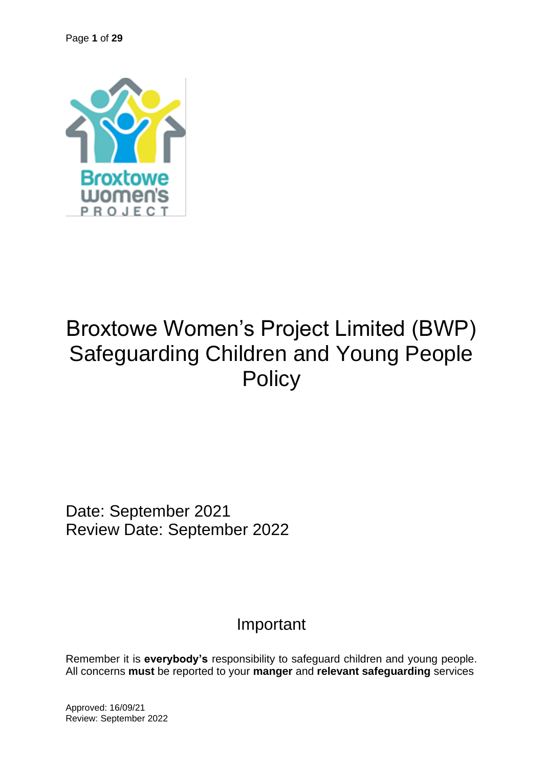# Broxtowe Women's Project Limited (BWP) Safeguarding Children and Young People Policy

Date: September 2021
Review Date: September 2022

## Important

Remember it is **everybody's** responsibility to safeguard children and young people. All concerns **must** be reported to your **manger** and **relevant safeguarding** services

Approved: 16/09/21
Review: September 2022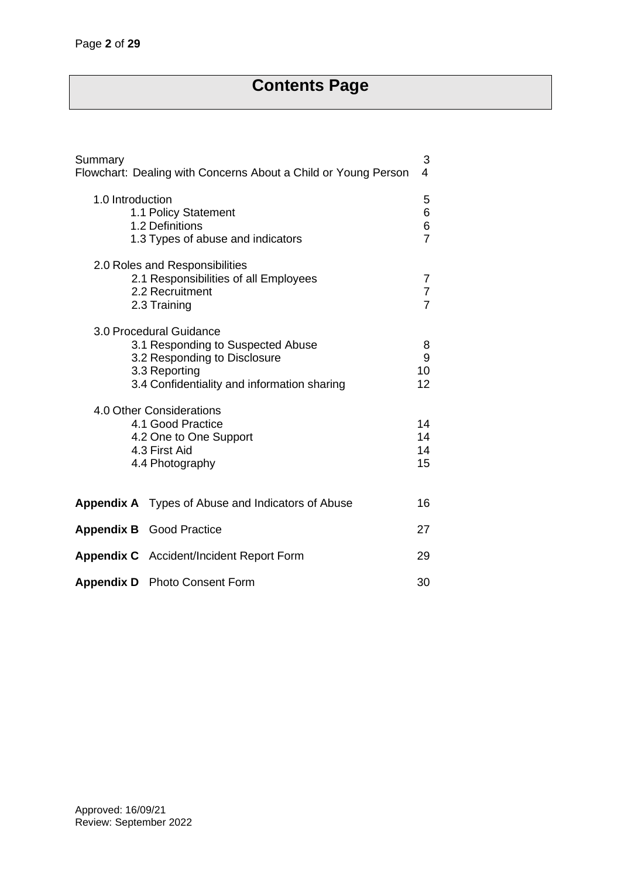# Contents Page

| | |
|---|---|
| Summary | 3 |
| Flowchart: Dealing with Concerns About a Child or Young Person | 4 |
| 1.0 Introduction | 5 |
| 1.1 Policy Statement | 6 |
| 1.2 Definitions | 6 |
| 1.3 Types of abuse and indicators | 7 |
| 2.0 Roles and Responsibilities | |
| 2.1 Responsibilities of all Employees | 7 |
| 2.2 Recruitment | 7 |
| 2.3 Training | 7 |
| 3.0 Procedural Guidance | |
| 3.1 Responding to Suspected Abuse | 8 |
| 3.2 Responding to Disclosure | 9 |
| 3.3 Reporting | 10 |
| 3.4 Confidentiality and information sharing | 12 |
| 4.0 Other Considerations | |
| 4.1 Good Practice | 14 |
| 4.2 One to One Support | 14 |
| 4.3 First Aid | 14 |
| 4.4 Photography | 15 |
| **Appendix A** Types of Abuse and Indicators of Abuse | 16 |
| **Appendix B** Good Practice | 27 |
| **Appendix C** Accident/Incident Report Form | 29 |
| **Appendix D** Photo Consent Form | 30 |

Approved: 16/09/21
Review: September 2022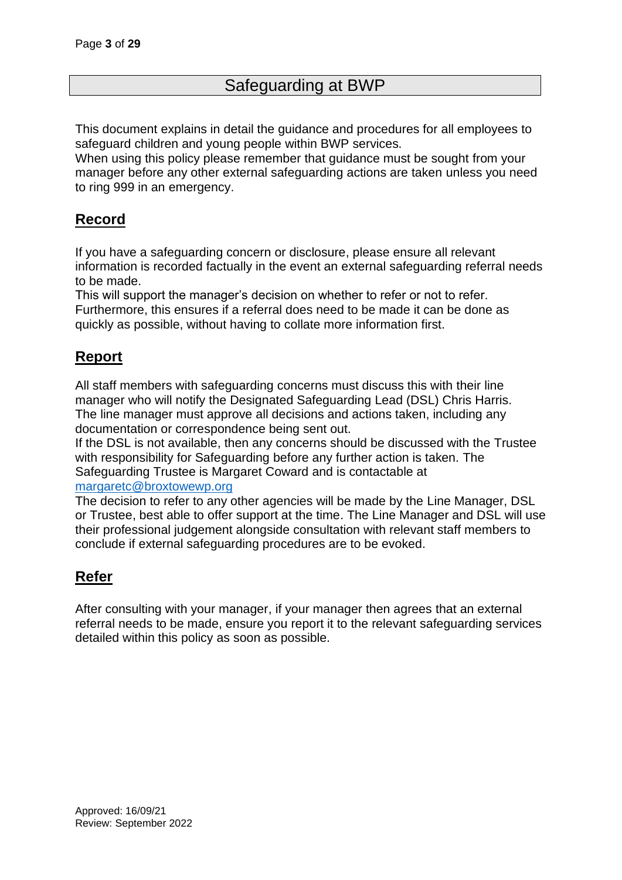# Safeguarding at BWP

This document explains in detail the guidance and procedures for all employees to safeguard children and young people within BWP services.
When using this policy please remember that guidance must be sought from your manager before any other external safeguarding actions are taken unless you need to ring 999 in an emergency.

## Record

If you have a safeguarding concern or disclosure, please ensure all relevant information is recorded factually in the event an external safeguarding referral needs to be made.
This will support the manager's decision on whether to refer or not to refer. Furthermore, this ensures if a referral does need to be made it can be done as quickly as possible, without having to collate more information first.

## Report

All staff members with safeguarding concerns must discuss this with their line manager who will notify the Designated Safeguarding Lead (DSL) Chris Harris. The line manager must approve all decisions and actions taken, including any documentation or correspondence being sent out.
If the DSL is not available, then any concerns should be discussed with the Trustee with responsibility for Safeguarding before any further action is taken. The Safeguarding Trustee is Margaret Coward and is contactable at [margaretc@broxtowewp.org](mailto:margaretc@broxtowewp.org)
The decision to refer to any other agencies will be made by the Line Manager, DSL or Trustee, best able to offer support at the time. The Line Manager and DSL will use their professional judgement alongside consultation with relevant staff members to conclude if external safeguarding procedures are to be evoked.

## Refer

After consulting with your manager, if your manager then agrees that an external referral needs to be made, ensure you report it to the relevant safeguarding services detailed within this policy as soon as possible.

Approved: 16/09/21
Review: September 2022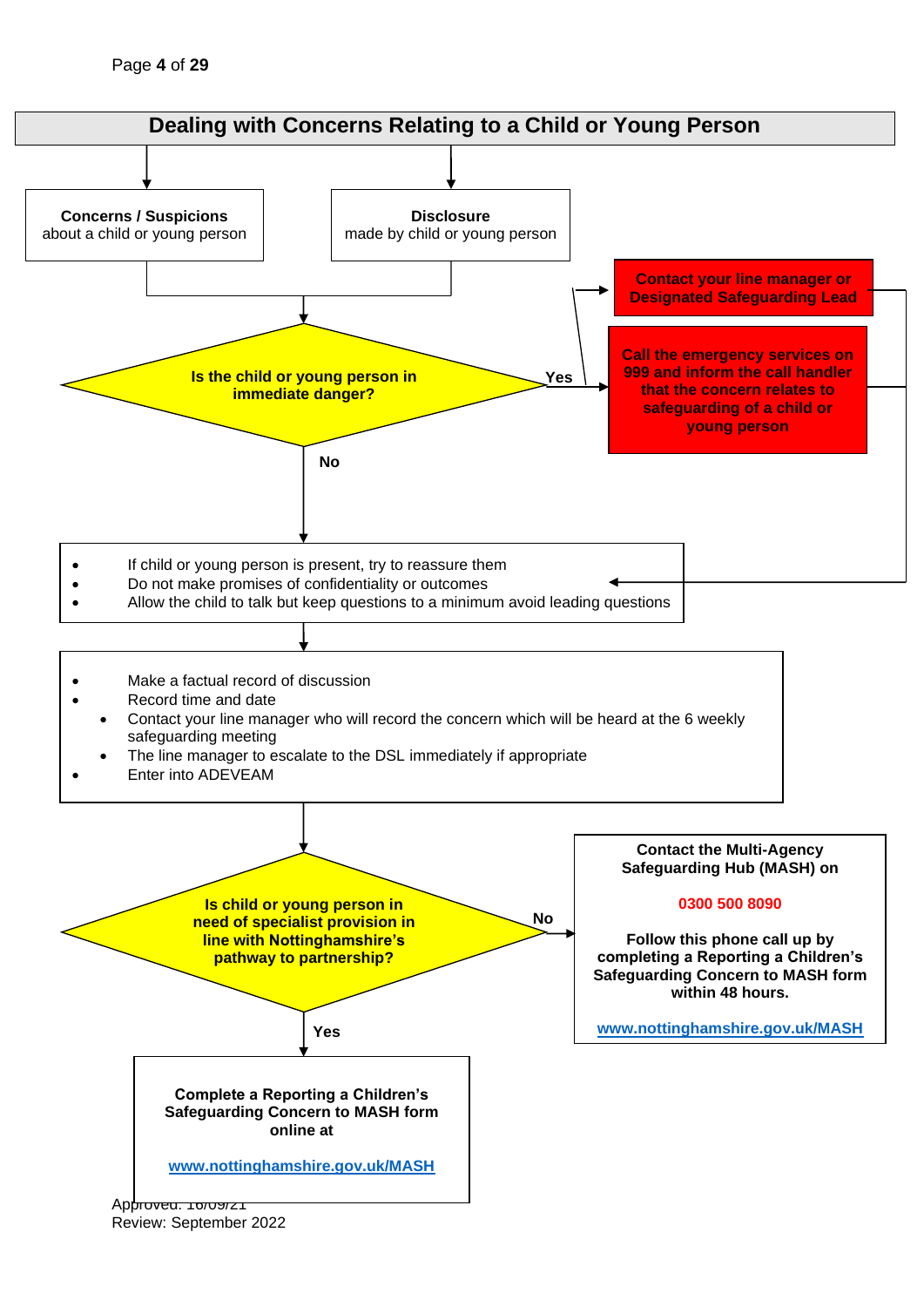# Dealing with Concerns Relating to a Child or Young Person

**Concerns / Suspicions** about a child or young person

**Disclosure** made by child or young person

**Is the child or young person in immediate danger?**

**Yes**

**Contact your line manager or Designated Safeguarding Lead**

**Call the emergency services on 999 and inform the call handler that the concern relates to safeguarding of a child or young person**

**No**

- If child or young person is present, try to reassure them
- Do not make promises of confidentiality or outcomes
- Allow the child to talk but keep questions to a minimum avoid leading questions

- Make a factual record of discussion
- Record time and date
  - Contact your line manager who will record the concern which will be heard at the 6 weekly safeguarding meeting
  - The line manager to escalate to the DSL immediately if appropriate
- Enter into ADEVEAM

**Is child or young person in need of specialist provision in line with Nottinghamshire's pathway to partnership?**

**No**

**Contact the Multi-Agency Safeguarding Hub (MASH) on**

**0300 500 8090**

**Follow this phone call up by completing a Reporting a Children's Safeguarding Concern to MASH form within 48 hours.**

**www.nottinghamshire.gov.uk/MASH**

**Yes**

**Complete a Reporting a Children's Safeguarding Concern to MASH form online at**

**www.nottinghamshire.gov.uk/MASH**

Approved: 16/09/21
Review: September 2022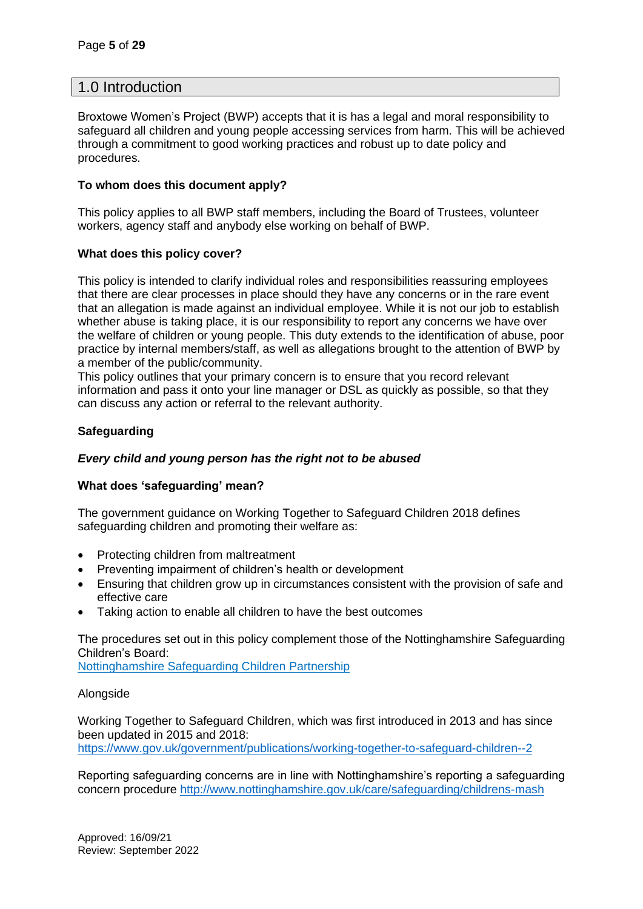# 1.0 Introduction

Broxtowe Women's Project (BWP) accepts that it is has a legal and moral responsibility to safeguard all children and young people accessing services from harm. This will be achieved through a commitment to good working practices and robust up to date policy and procedures.

**To whom does this document apply?**

This policy applies to all BWP staff members, including the Board of Trustees, volunteer workers, agency staff and anybody else working on behalf of BWP.

**What does this policy cover?**

This policy is intended to clarify individual roles and responsibilities reassuring employees that there are clear processes in place should they have any concerns or in the rare event that an allegation is made against an individual employee. While it is not our job to establish whether abuse is taking place, it is our responsibility to report any concerns we have over the welfare of children or young people. This duty extends to the identification of abuse, poor practice by internal members/staff, as well as allegations brought to the attention of BWP by a member of the public/community.
This policy outlines that your primary concern is to ensure that you record relevant information and pass it onto your line manager or DSL as quickly as possible, so that they can discuss any action or referral to the relevant authority.

**Safeguarding**

***Every child and young person has the right not to be abused***

**What does 'safeguarding' mean?**

The government guidance on Working Together to Safeguard Children 2018 defines safeguarding children and promoting their welfare as:

- Protecting children from maltreatment
- Preventing impairment of children's health or development
- Ensuring that children grow up in circumstances consistent with the provision of safe and effective care
- Taking action to enable all children to have the best outcomes

The procedures set out in this policy complement those of the Nottinghamshire Safeguarding Children's Board:
[Nottinghamshire Safeguarding Children Partnership](Nottinghamshire Safeguarding Children Partnership)

Alongside

Working Together to Safeguard Children, which was first introduced in 2013 and has since been updated in 2015 and 2018:
https://www.gov.uk/government/publications/working-together-to-safeguard-children--2

Reporting safeguarding concerns are in line with Nottinghamshire's reporting a safeguarding concern procedure http://www.nottinghamshire.gov.uk/care/safeguarding/childrens-mash

Approved: 16/09/21
Review: September 2022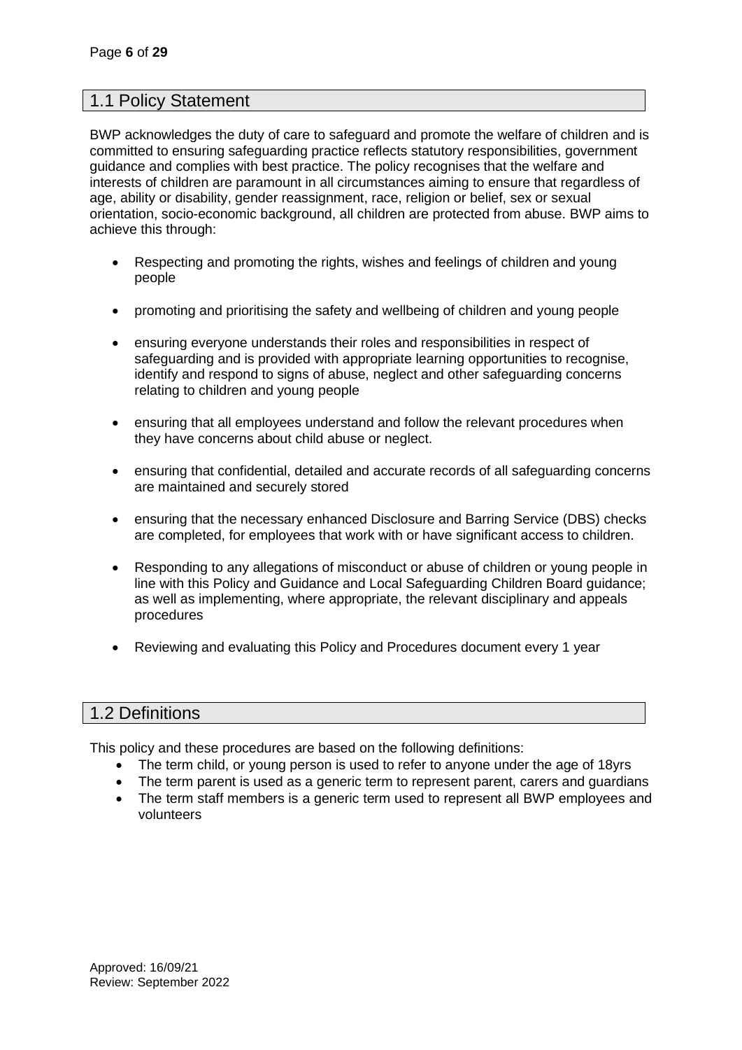## 1.1 Policy Statement

BWP acknowledges the duty of care to safeguard and promote the welfare of children and is committed to ensuring safeguarding practice reflects statutory responsibilities, government guidance and complies with best practice. The policy recognises that the welfare and interests of children are paramount in all circumstances aiming to ensure that regardless of age, ability or disability, gender reassignment, race, religion or belief, sex or sexual orientation, socio-economic background, all children are protected from abuse. BWP aims to achieve this through:

- Respecting and promoting the rights, wishes and feelings of children and young people
- promoting and prioritising the safety and wellbeing of children and young people
- ensuring everyone understands their roles and responsibilities in respect of safeguarding and is provided with appropriate learning opportunities to recognise, identify and respond to signs of abuse, neglect and other safeguarding concerns relating to children and young people
- ensuring that all employees understand and follow the relevant procedures when they have concerns about child abuse or neglect.
- ensuring that confidential, detailed and accurate records of all safeguarding concerns are maintained and securely stored
- ensuring that the necessary enhanced Disclosure and Barring Service (DBS) checks are completed, for employees that work with or have significant access to children.
- Responding to any allegations of misconduct or abuse of children or young people in line with this Policy and Guidance and Local Safeguarding Children Board guidance; as well as implementing, where appropriate, the relevant disciplinary and appeals procedures
- Reviewing and evaluating this Policy and Procedures document every 1 year

## 1.2 Definitions

This policy and these procedures are based on the following definitions:

- The term child, or young person is used to refer to anyone under the age of 18yrs
- The term parent is used as a generic term to represent parent, carers and guardians
- The term staff members is a generic term used to represent all BWP employees and volunteers

Approved: 16/09/21
Review: September 2022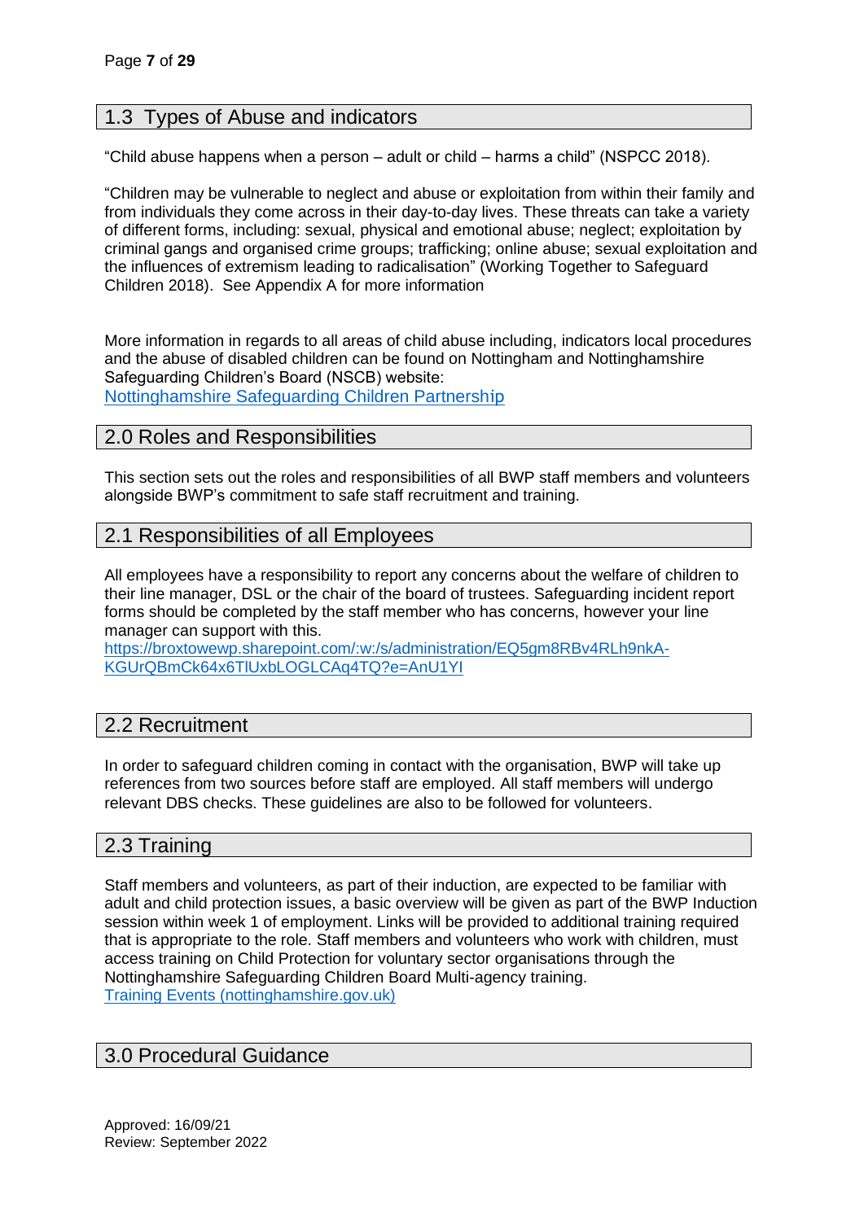## 1.3 Types of Abuse and indicators

"Child abuse happens when a person – adult or child – harms a child" (NSPCC 2018).

"Children may be vulnerable to neglect and abuse or exploitation from within their family and from individuals they come across in their day-to-day lives. These threats can take a variety of different forms, including: sexual, physical and emotional abuse; neglect; exploitation by criminal gangs and organised crime groups; trafficking; online abuse; sexual exploitation and the influences of extremism leading to radicalisation" (Working Together to Safeguard Children 2018). See Appendix A for more information

More information in regards to all areas of child abuse including, indicators local procedures and the abuse of disabled children can be found on Nottingham and Nottinghamshire Safeguarding Children's Board (NSCB) website:
[Nottinghamshire Safeguarding Children Partnership]

## 2.0 Roles and Responsibilities

This section sets out the roles and responsibilities of all BWP staff members and volunteers alongside BWP's commitment to safe staff recruitment and training.

## 2.1 Responsibilities of all Employees

All employees have a responsibility to report any concerns about the welfare of children to their line manager, DSL or the chair of the board of trustees. Safeguarding incident report forms should be completed by the staff member who has concerns, however your line manager can support with this.
https://broxtowewp.sharepoint.com/:w:/s/administration/EQ5gm8RBv4RLh9nkA-KGUrQBmCk64x6TlUxbLOGLCAq4TQ?e=AnU1YI

## 2.2 Recruitment

In order to safeguard children coming in contact with the organisation, BWP will take up references from two sources before staff are employed. All staff members will undergo relevant DBS checks. These guidelines are also to be followed for volunteers.

## 2.3 Training

Staff members and volunteers, as part of their induction, are expected to be familiar with adult and child protection issues, a basic overview will be given as part of the BWP Induction session within week 1 of employment. Links will be provided to additional training required that is appropriate to the role. Staff members and volunteers who work with children, must access training on Child Protection for voluntary sector organisations through the Nottinghamshire Safeguarding Children Board Multi-agency training.
[Training Events (nottinghamshire.gov.uk)]

## 3.0 Procedural Guidance

Approved: 16/09/21
Review: September 2022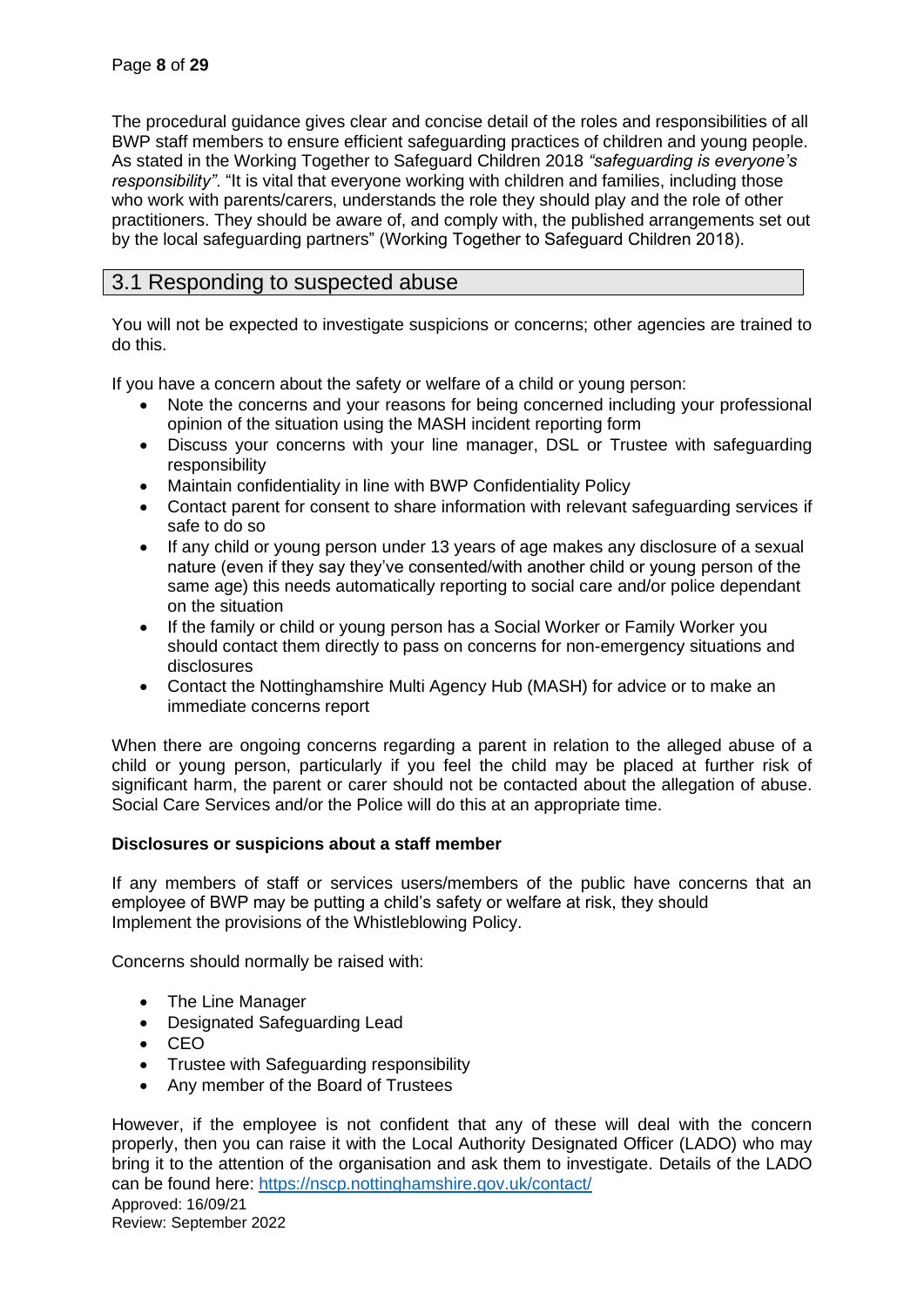The procedural guidance gives clear and concise detail of the roles and responsibilities of all BWP staff members to ensure efficient safeguarding practices of children and young people. As stated in the Working Together to Safeguard Children 2018 *"safeguarding is everyone's responsibility"*. "It is vital that everyone working with children and families, including those who work with parents/carers, understands the role they should play and the role of other practitioners. They should be aware of, and comply with, the published arrangements set out by the local safeguarding partners" (Working Together to Safeguard Children 2018).

## 3.1 Responding to suspected abuse

You will not be expected to investigate suspicions or concerns; other agencies are trained to do this.

If you have a concern about the safety or welfare of a child or young person:

- Note the concerns and your reasons for being concerned including your professional opinion of the situation using the MASH incident reporting form
- Discuss your concerns with your line manager, DSL or Trustee with safeguarding responsibility
- Maintain confidentiality in line with BWP Confidentiality Policy
- Contact parent for consent to share information with relevant safeguarding services if safe to do so
- If any child or young person under 13 years of age makes any disclosure of a sexual nature (even if they say they've consented/with another child or young person of the same age) this needs automatically reporting to social care and/or police dependant on the situation
- If the family or child or young person has a Social Worker or Family Worker you should contact them directly to pass on concerns for non-emergency situations and disclosures
- Contact the Nottinghamshire Multi Agency Hub (MASH) for advice or to make an immediate concerns report

When there are ongoing concerns regarding a parent in relation to the alleged abuse of a child or young person, particularly if you feel the child may be placed at further risk of significant harm, the parent or carer should not be contacted about the allegation of abuse. Social Care Services and/or the Police will do this at an appropriate time.

**Disclosures or suspicions about a staff member**

If any members of staff or services users/members of the public have concerns that an employee of BWP may be putting a child's safety or welfare at risk, they should Implement the provisions of the Whistleblowing Policy.

Concerns should normally be raised with:

- The Line Manager
- Designated Safeguarding Lead
- CEO
- Trustee with Safeguarding responsibility
- Any member of the Board of Trustees

However, if the employee is not confident that any of these will deal with the concern properly, then you can raise it with the Local Authority Designated Officer (LADO) who may bring it to the attention of the organisation and ask them to investigate. Details of the LADO can be found here: https://nscp.nottinghamshire.gov.uk/contact/

Approved: 16/09/21
Review: September 2022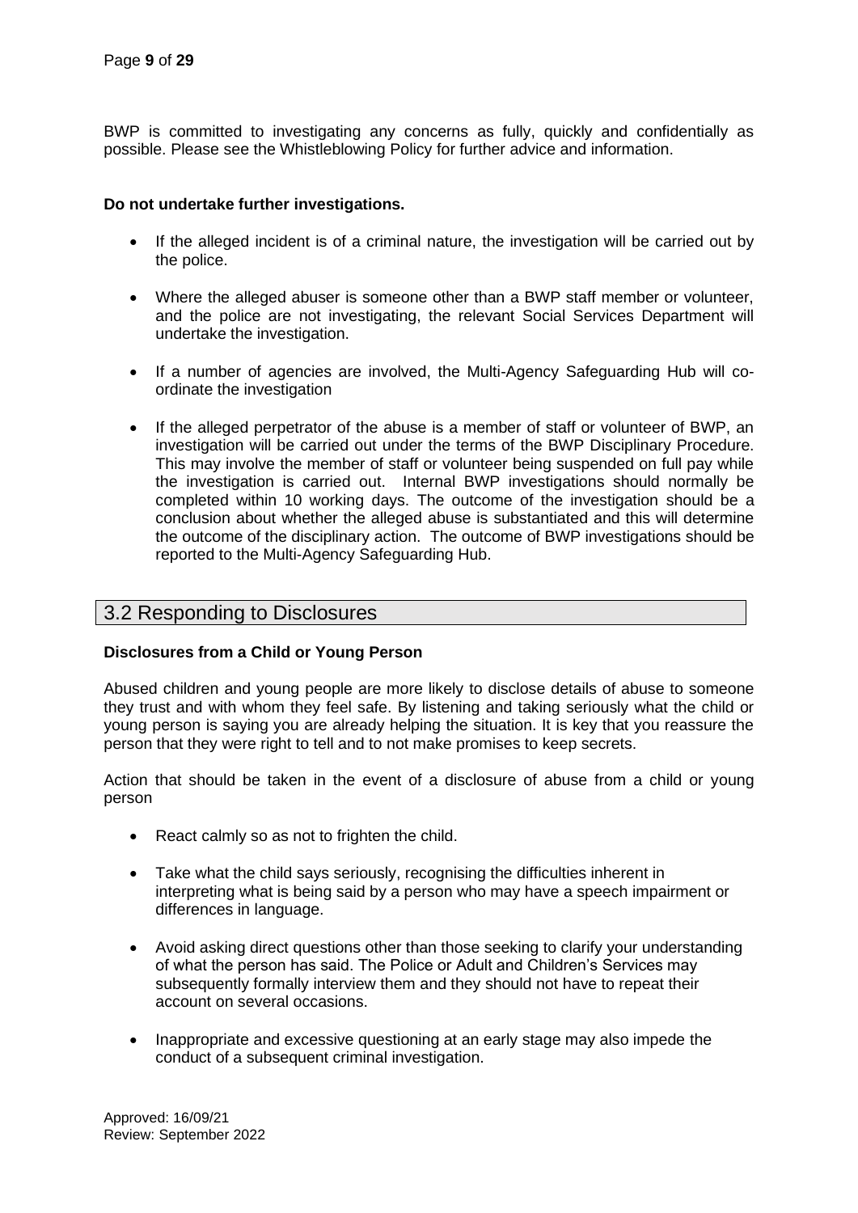BWP is committed to investigating any concerns as fully, quickly and confidentially as possible. Please see the Whistleblowing Policy for further advice and information.

**Do not undertake further investigations.**

- If the alleged incident is of a criminal nature, the investigation will be carried out by the police.
- Where the alleged abuser is someone other than a BWP staff member or volunteer, and the police are not investigating, the relevant Social Services Department will undertake the investigation.
- If a number of agencies are involved, the Multi-Agency Safeguarding Hub will co-ordinate the investigation
- If the alleged perpetrator of the abuse is a member of staff or volunteer of BWP, an investigation will be carried out under the terms of the BWP Disciplinary Procedure. This may involve the member of staff or volunteer being suspended on full pay while the investigation is carried out. Internal BWP investigations should normally be completed within 10 working days. The outcome of the investigation should be a conclusion about whether the alleged abuse is substantiated and this will determine the outcome of the disciplinary action. The outcome of BWP investigations should be reported to the Multi-Agency Safeguarding Hub.

## 3.2 Responding to Disclosures

**Disclosures from a Child or Young Person**

Abused children and young people are more likely to disclose details of abuse to someone they trust and with whom they feel safe. By listening and taking seriously what the child or young person is saying you are already helping the situation. It is key that you reassure the person that they were right to tell and to not make promises to keep secrets.

Action that should be taken in the event of a disclosure of abuse from a child or young person

- React calmly so as not to frighten the child.
- Take what the child says seriously, recognising the difficulties inherent in interpreting what is being said by a person who may have a speech impairment or differences in language.
- Avoid asking direct questions other than those seeking to clarify your understanding of what the person has said. The Police or Adult and Children's Services may subsequently formally interview them and they should not have to repeat their account on several occasions.
- Inappropriate and excessive questioning at an early stage may also impede the conduct of a subsequent criminal investigation.

Approved: 16/09/21
Review: September 2022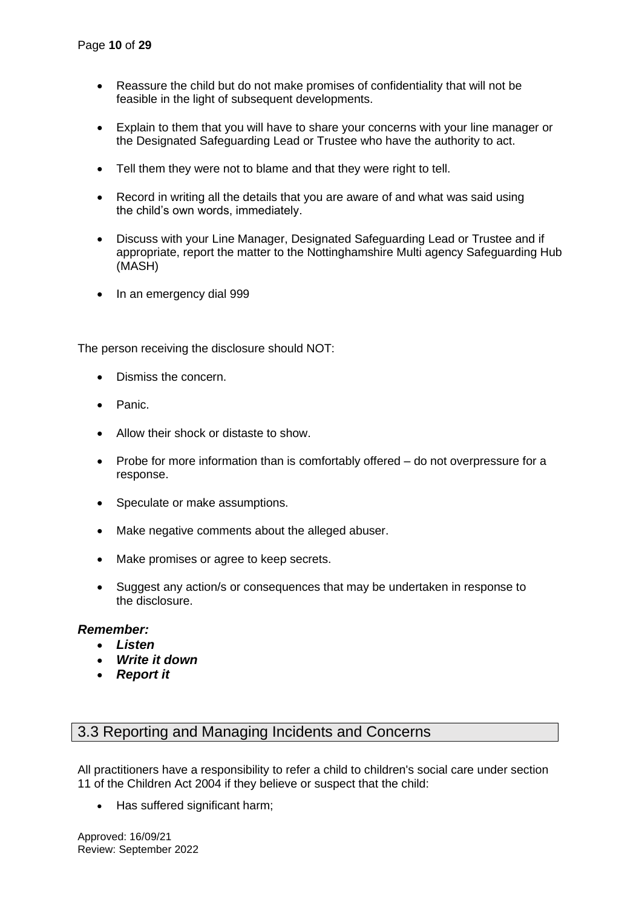- Reassure the child but do not make promises of confidentiality that will not be feasible in the light of subsequent developments.
- Explain to them that you will have to share your concerns with your line manager or the Designated Safeguarding Lead or Trustee who have the authority to act.
- Tell them they were not to blame and that they were right to tell.
- Record in writing all the details that you are aware of and what was said using the child's own words, immediately.
- Discuss with your Line Manager, Designated Safeguarding Lead or Trustee and if appropriate, report the matter to the Nottinghamshire Multi agency Safeguarding Hub (MASH)
- In an emergency dial 999

The person receiving the disclosure should NOT:

- Dismiss the concern.
- Panic.
- Allow their shock or distaste to show.
- Probe for more information than is comfortably offered – do not overpressure for a response.
- Speculate or make assumptions.
- Make negative comments about the alleged abuser.
- Make promises or agree to keep secrets.
- Suggest any action/s or consequences that may be undertaken in response to the disclosure.

***Remember:***

- ***Listen***
- ***Write it down***
- ***Report it***

## 3.3 Reporting and Managing Incidents and Concerns

All practitioners have a responsibility to refer a child to children's social care under section 11 of the Children Act 2004 if they believe or suspect that the child:

- Has suffered significant harm;

Approved: 16/09/21
Review: September 2022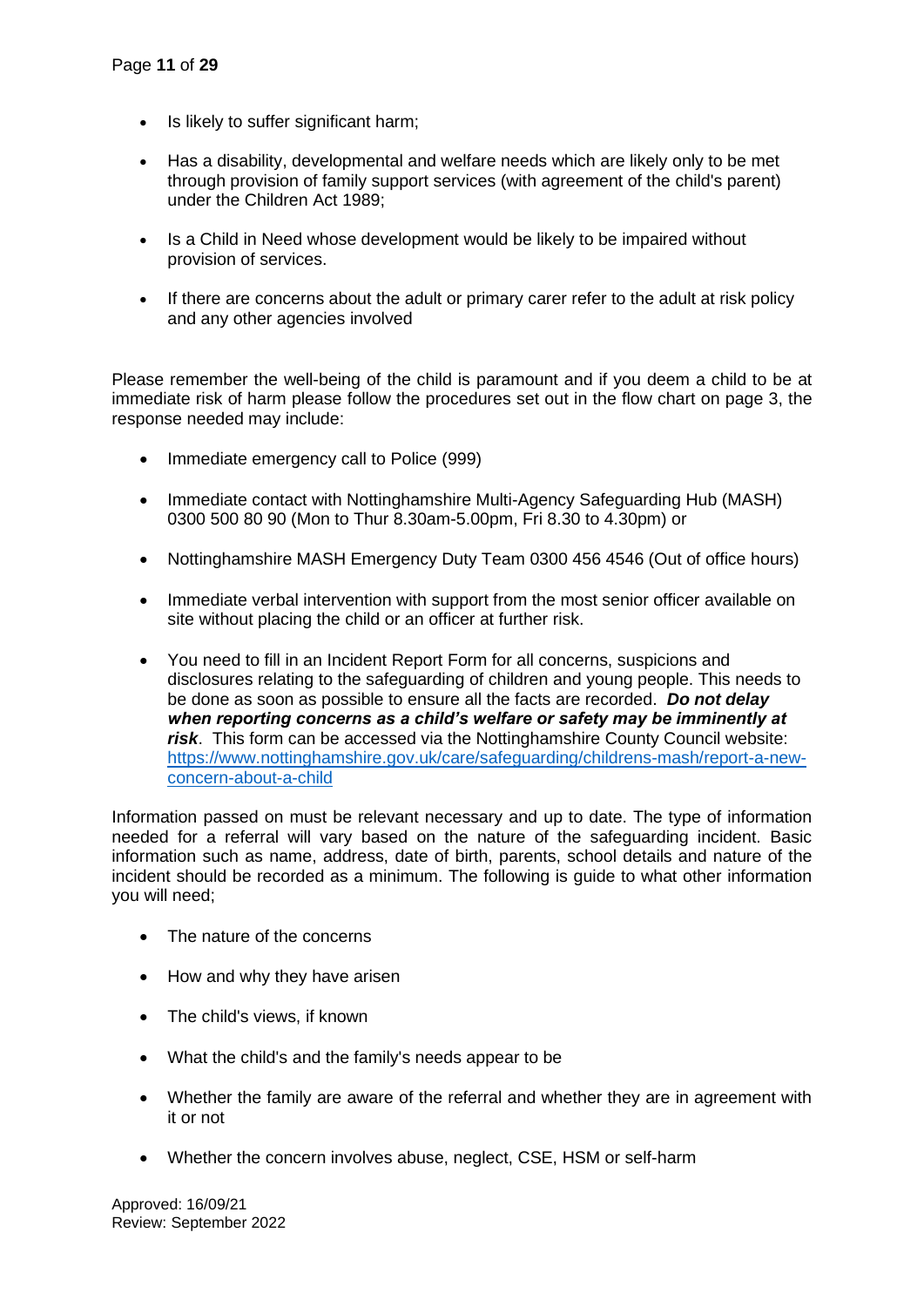- Is likely to suffer significant harm;
- Has a disability, developmental and welfare needs which are likely only to be met through provision of family support services (with agreement of the child's parent) under the Children Act 1989;
- Is a Child in Need whose development would be likely to be impaired without provision of services.
- If there are concerns about the adult or primary carer refer to the adult at risk policy and any other agencies involved

Please remember the well-being of the child is paramount and if you deem a child to be at immediate risk of harm please follow the procedures set out in the flow chart on page 3, the response needed may include:

- Immediate emergency call to Police (999)
- Immediate contact with Nottinghamshire Multi-Agency Safeguarding Hub (MASH) 0300 500 80 90 (Mon to Thur 8.30am-5.00pm, Fri 8.30 to 4.30pm) or
- Nottinghamshire MASH Emergency Duty Team 0300 456 4546 (Out of office hours)
- Immediate verbal intervention with support from the most senior officer available on site without placing the child or an officer at further risk.
- You need to fill in an Incident Report Form for all concerns, suspicions and disclosures relating to the safeguarding of children and young people. This needs to be done as soon as possible to ensure all the facts are recorded. ***Do not delay when reporting concerns as a child's welfare or safety may be imminently at risk***. This form can be accessed via the Nottinghamshire County Council website: [https://www.nottinghamshire.gov.uk/care/safeguarding/childrens-mash/report-a-new-concern-about-a-child](https://www.nottinghamshire.gov.uk/care/safeguarding/childrens-mash/report-a-new-concern-about-a-child)

Information passed on must be relevant necessary and up to date. The type of information needed for a referral will vary based on the nature of the safeguarding incident. Basic information such as name, address, date of birth, parents, school details and nature of the incident should be recorded as a minimum. The following is guide to what other information you will need;

- The nature of the concerns
- How and why they have arisen
- The child's views, if known
- What the child's and the family's needs appear to be
- Whether the family are aware of the referral and whether they are in agreement with it or not
- Whether the concern involves abuse, neglect, CSE, HSM or self-harm

Approved: 16/09/21
Review: September 2022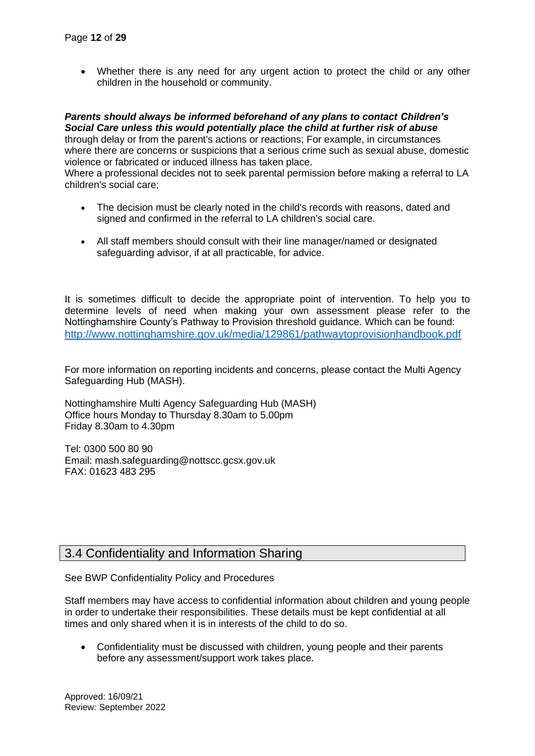- Whether there is any need for any urgent action to protect the child or any other children in the household or community.

***Parents should always be informed beforehand of any plans to contact Children's Social Care unless this would potentially place the child at further risk of abuse*** through delay or from the parent's actions or reactions; For example, in circumstances where there are concerns or suspicions that a serious crime such as sexual abuse, domestic violence or fabricated or induced illness has taken place.
Where a professional decides not to seek parental permission before making a referral to LA children's social care;

- The decision must be clearly noted in the child's records with reasons, dated and signed and confirmed in the referral to LA children's social care.

- All staff members should consult with their line manager/named or designated safeguarding advisor, if at all practicable, for advice.

It is sometimes difficult to decide the appropriate point of intervention. To help you to determine levels of need when making your own assessment please refer to the Nottinghamshire County's Pathway to Provision threshold guidance. Which can be found: [http://www.nottinghamshire.gov.uk/media/129861/pathwaytoprovisionhandbook.pdf](http://www.nottinghamshire.gov.uk/media/129861/pathwaytoprovisionhandbook.pdf)

For more information on reporting incidents and concerns, please contact the Multi Agency Safeguarding Hub (MASH).

Nottinghamshire Multi Agency Safeguarding Hub (MASH)
Office hours Monday to Thursday 8.30am to 5.00pm
Friday 8.30am to 4.30pm

Tel: 0300 500 80 90
Email: mash.safeguarding@nottscc.gcsx.gov.uk
FAX: 01623 483 295

## 3.4 Confidentiality and Information Sharing

See BWP Confidentiality Policy and Procedures

Staff members may have access to confidential information about children and young people in order to undertake their responsibilities. These details must be kept confidential at all times and only shared when it is in interests of the child to do so.

- Confidentiality must be discussed with children, young people and their parents before any assessment/support work takes place.

Approved: 16/09/21
Review: September 2022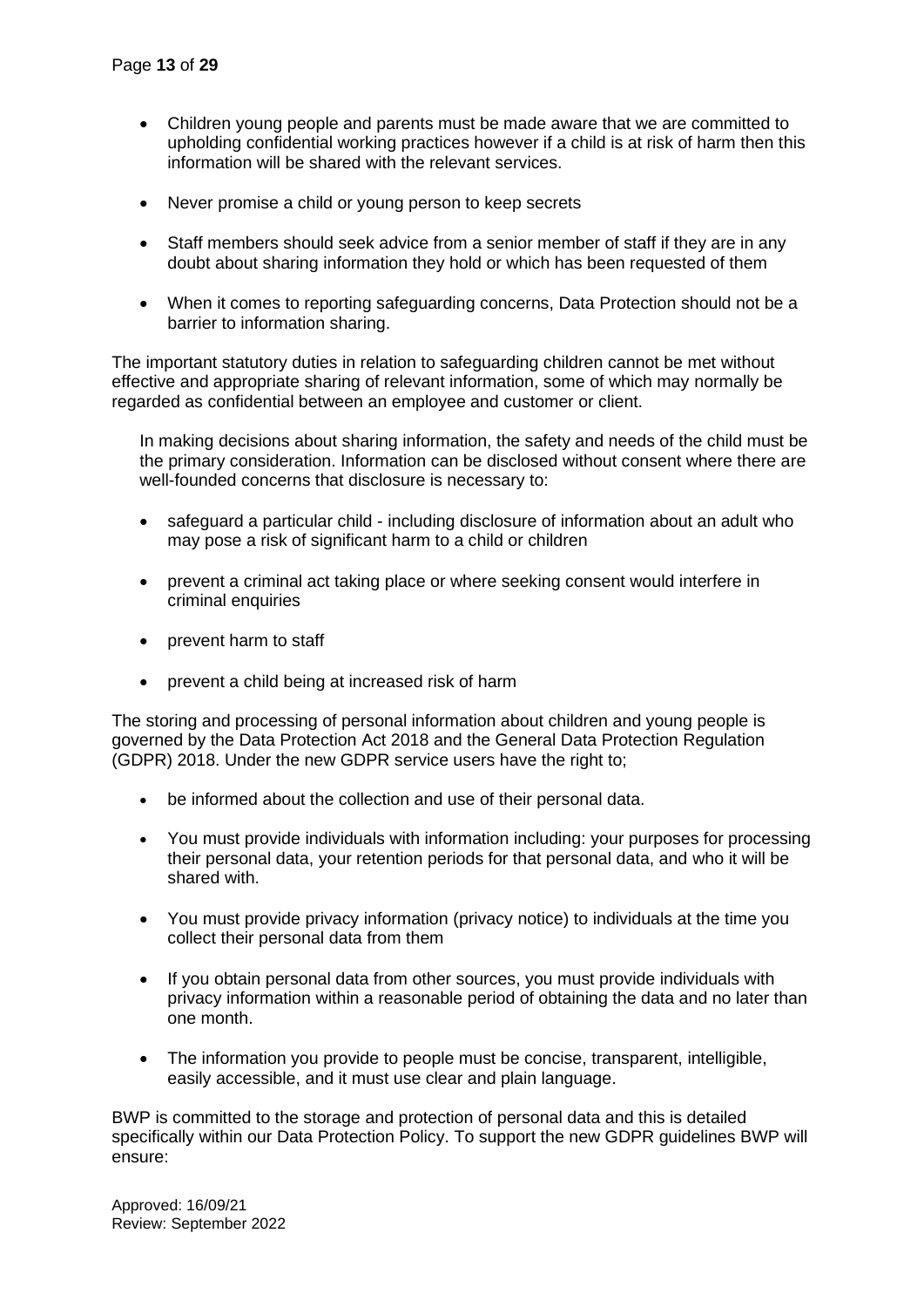- Children young people and parents must be made aware that we are committed to upholding confidential working practices however if a child is at risk of harm then this information will be shared with the relevant services.

- Never promise a child or young person to keep secrets

- Staff members should seek advice from a senior member of staff if they are in any doubt about sharing information they hold or which has been requested of them

- When it comes to reporting safeguarding concerns, Data Protection should not be a barrier to information sharing.

The important statutory duties in relation to safeguarding children cannot be met without effective and appropriate sharing of relevant information, some of which may normally be regarded as confidential between an employee and customer or client.

In making decisions about sharing information, the safety and needs of the child must be the primary consideration. Information can be disclosed without consent where there are well-founded concerns that disclosure is necessary to:

- safeguard a particular child - including disclosure of information about an adult who may pose a risk of significant harm to a child or children

- prevent a criminal act taking place or where seeking consent would interfere in criminal enquiries

- prevent harm to staff

- prevent a child being at increased risk of harm

The storing and processing of personal information about children and young people is governed by the Data Protection Act 2018 and the General Data Protection Regulation (GDPR) 2018. Under the new GDPR service users have the right to;

- be informed about the collection and use of their personal data.

- You must provide individuals with information including: your purposes for processing their personal data, your retention periods for that personal data, and who it will be shared with.

- You must provide privacy information (privacy notice) to individuals at the time you collect their personal data from them

- If you obtain personal data from other sources, you must provide individuals with privacy information within a reasonable period of obtaining the data and no later than one month.

- The information you provide to people must be concise, transparent, intelligible, easily accessible, and it must use clear and plain language.

BWP is committed to the storage and protection of personal data and this is detailed specifically within our Data Protection Policy. To support the new GDPR guidelines BWP will ensure:

Approved: 16/09/21
Review: September 2022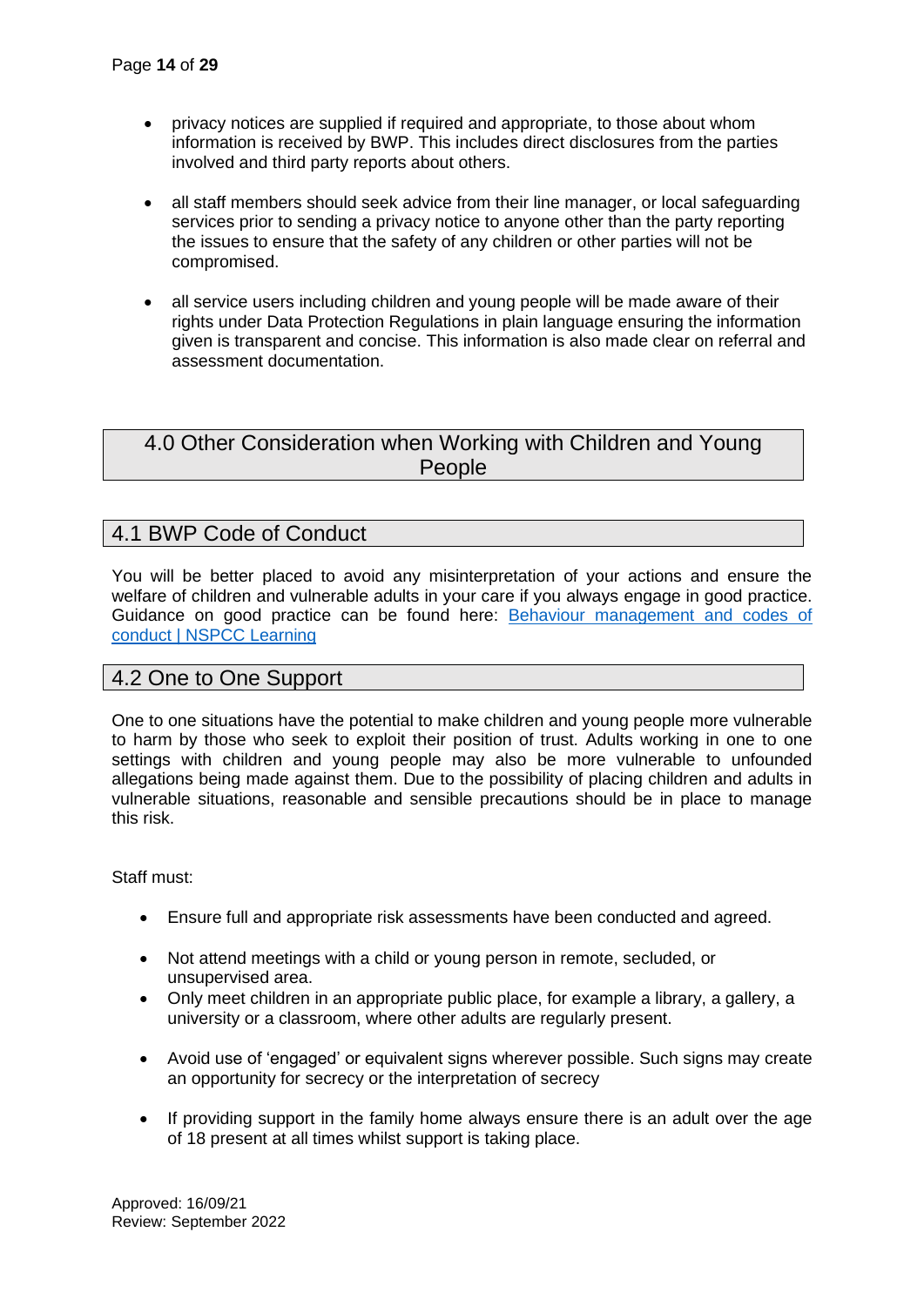- privacy notices are supplied if required and appropriate, to those about whom information is received by BWP. This includes direct disclosures from the parties involved and third party reports about others.

- all staff members should seek advice from their line manager, or local safeguarding services prior to sending a privacy notice to anyone other than the party reporting the issues to ensure that the safety of any children or other parties will not be compromised.

- all service users including children and young people will be made aware of their rights under Data Protection Regulations in plain language ensuring the information given is transparent and concise. This information is also made clear on referral and assessment documentation.

# 4.0 Other Consideration when Working with Children and Young People

## 4.1 BWP Code of Conduct

You will be better placed to avoid any misinterpretation of your actions and ensure the welfare of children and vulnerable adults in your care if you always engage in good practice. Guidance on good practice can be found here: [Behaviour management and codes of conduct | NSPCC Learning]()

## 4.2 One to One Support

One to one situations have the potential to make children and young people more vulnerable to harm by those who seek to exploit their position of trust. Adults working in one to one settings with children and young people may also be more vulnerable to unfounded allegations being made against them. Due to the possibility of placing children and adults in vulnerable situations, reasonable and sensible precautions should be in place to manage this risk.

Staff must:

- Ensure full and appropriate risk assessments have been conducted and agreed.
- Not attend meetings with a child or young person in remote, secluded, or unsupervised area.
- Only meet children in an appropriate public place, for example a library, a gallery, a university or a classroom, where other adults are regularly present.
- Avoid use of 'engaged' or equivalent signs wherever possible. Such signs may create an opportunity for secrecy or the interpretation of secrecy
- If providing support in the family home always ensure there is an adult over the age of 18 present at all times whilst support is taking place.

Approved: 16/09/21
Review: September 2022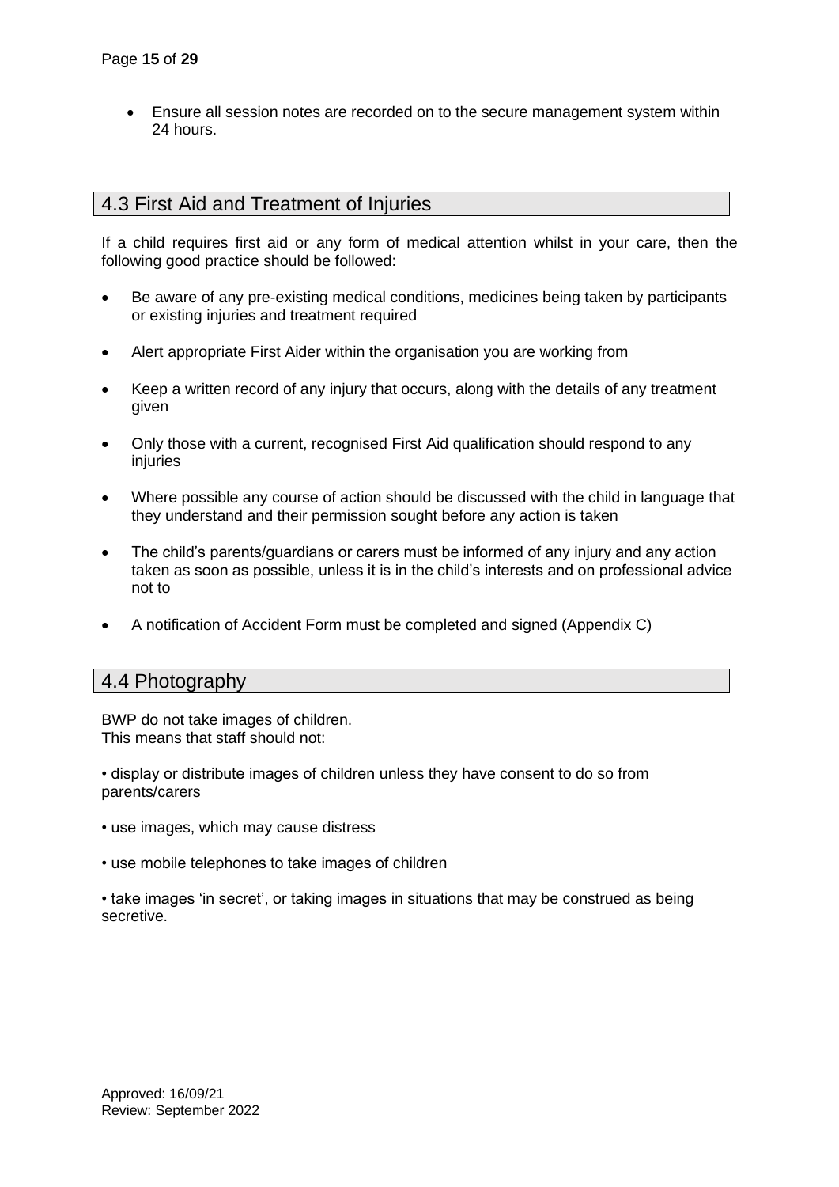- Ensure all session notes are recorded on to the secure management system within 24 hours.

## 4.3 First Aid and Treatment of Injuries

If a child requires first aid or any form of medical attention whilst in your care, then the following good practice should be followed:

- Be aware of any pre-existing medical conditions, medicines being taken by participants or existing injuries and treatment required
- Alert appropriate First Aider within the organisation you are working from
- Keep a written record of any injury that occurs, along with the details of any treatment given
- Only those with a current, recognised First Aid qualification should respond to any injuries
- Where possible any course of action should be discussed with the child in language that they understand and their permission sought before any action is taken
- The child's parents/guardians or carers must be informed of any injury and any action taken as soon as possible, unless it is in the child's interests and on professional advice not to
- A notification of Accident Form must be completed and signed (Appendix C)

## 4.4 Photography

BWP do not take images of children.
This means that staff should not:

- display or distribute images of children unless they have consent to do so from parents/carers
- use images, which may cause distress
- use mobile telephones to take images of children
- take images 'in secret', or taking images in situations that may be construed as being secretive.

Approved: 16/09/21
Review: September 2022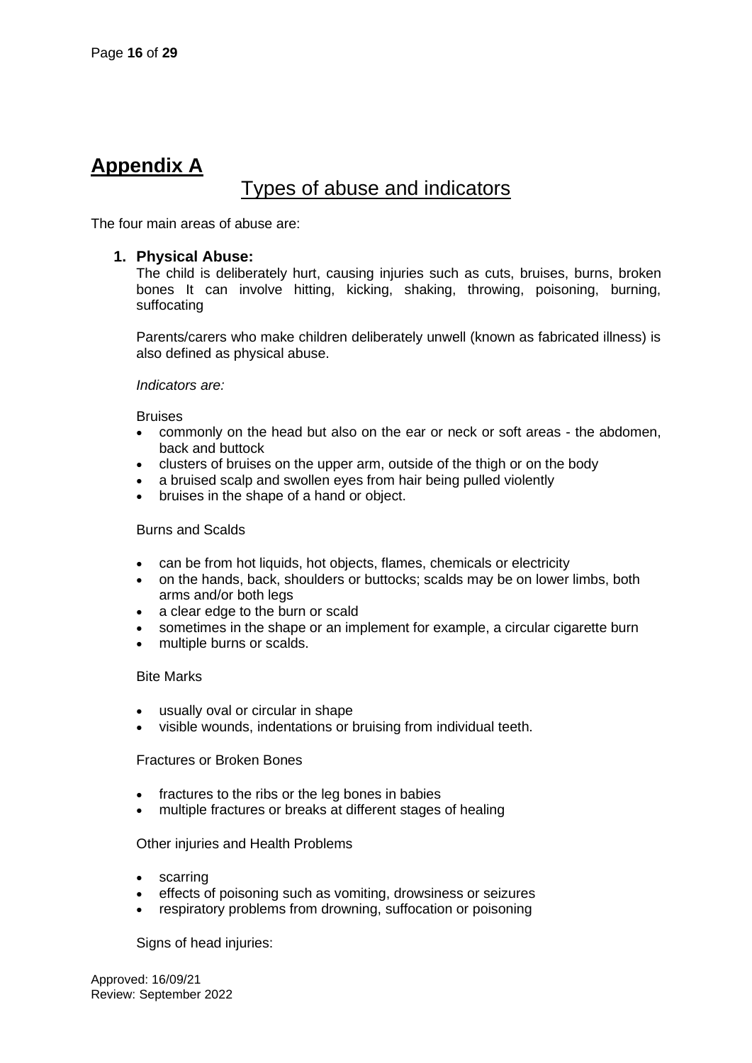# Appendix A

## Types of abuse and indicators

The four main areas of abuse are:

1. **Physical Abuse:**
   The child is deliberately hurt, causing injuries such as cuts, bruises, burns, broken bones It can involve hitting, kicking, shaking, throwing, poisoning, burning, suffocating

   Parents/carers who make children deliberately unwell (known as fabricated illness) is also defined as physical abuse.

   *Indicators are:*

   Bruises

   - commonly on the head but also on the ear or neck or soft areas - the abdomen, back and buttock
   - clusters of bruises on the upper arm, outside of the thigh or on the body
   - a bruised scalp and swollen eyes from hair being pulled violently
   - bruises in the shape of a hand or object.

   Burns and Scalds

   - can be from hot liquids, hot objects, flames, chemicals or electricity
   - on the hands, back, shoulders or buttocks; scalds may be on lower limbs, both arms and/or both legs
   - a clear edge to the burn or scald
   - sometimes in the shape or an implement for example, a circular cigarette burn
   - multiple burns or scalds.

   Bite Marks

   - usually oval or circular in shape
   - visible wounds, indentations or bruising from individual teeth.

   Fractures or Broken Bones

   - fractures to the ribs or the leg bones in babies
   - multiple fractures or breaks at different stages of healing

   Other injuries and Health Problems

   - scarring
   - effects of poisoning such as vomiting, drowsiness or seizures
   - respiratory problems from drowning, suffocation or poisoning

   Signs of head injuries:

Approved: 16/09/21
Review: September 2022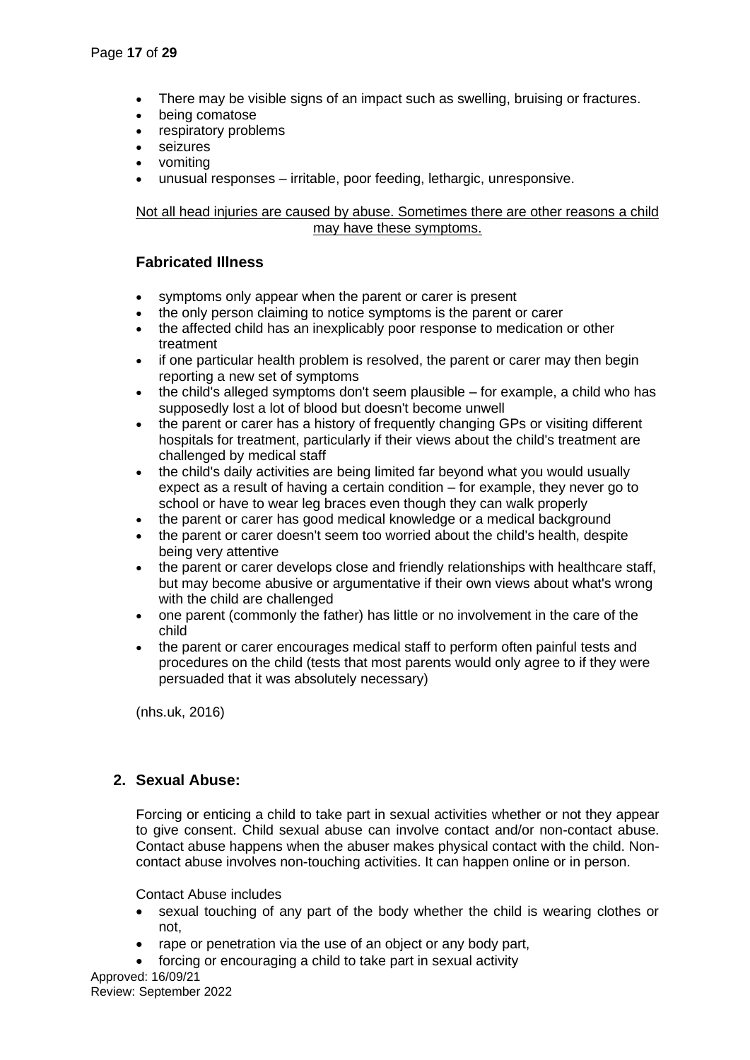- There may be visible signs of an impact such as swelling, bruising or fractures.
- being comatose
- respiratory problems
- seizures
- vomiting
- unusual responses – irritable, poor feeding, lethargic, unresponsive.

Not all head injuries are caused by abuse. Sometimes there are other reasons a child may have these symptoms.

### Fabricated Illness

- symptoms only appear when the parent or carer is present
- the only person claiming to notice symptoms is the parent or carer
- the affected child has an inexplicably poor response to medication or other treatment
- if one particular health problem is resolved, the parent or carer may then begin reporting a new set of symptoms
- the child's alleged symptoms don't seem plausible – for example, a child who has supposedly lost a lot of blood but doesn't become unwell
- the parent or carer has a history of frequently changing GPs or visiting different hospitals for treatment, particularly if their views about the child's treatment are challenged by medical staff
- the child's daily activities are being limited far beyond what you would usually expect as a result of having a certain condition – for example, they never go to school or have to wear leg braces even though they can walk properly
- the parent or carer has good medical knowledge or a medical background
- the parent or carer doesn't seem too worried about the child's health, despite being very attentive
- the parent or carer develops close and friendly relationships with healthcare staff, but may become abusive or argumentative if their own views about what's wrong with the child are challenged
- one parent (commonly the father) has little or no involvement in the care of the child
- the parent or carer encourages medical staff to perform often painful tests and procedures on the child (tests that most parents would only agree to if they were persuaded that it was absolutely necessary)

(nhs.uk, 2016)

## 2. Sexual Abuse:

Forcing or enticing a child to take part in sexual activities whether or not they appear to give consent. Child sexual abuse can involve contact and/or non-contact abuse. Contact abuse happens when the abuser makes physical contact with the child. Non-contact abuse involves non-touching activities. It can happen online or in person.

Contact Abuse includes

- sexual touching of any part of the body whether the child is wearing clothes or not,
- rape or penetration via the use of an object or any body part,
- forcing or encouraging a child to take part in sexual activity

Approved: 16/09/21
Review: September 2022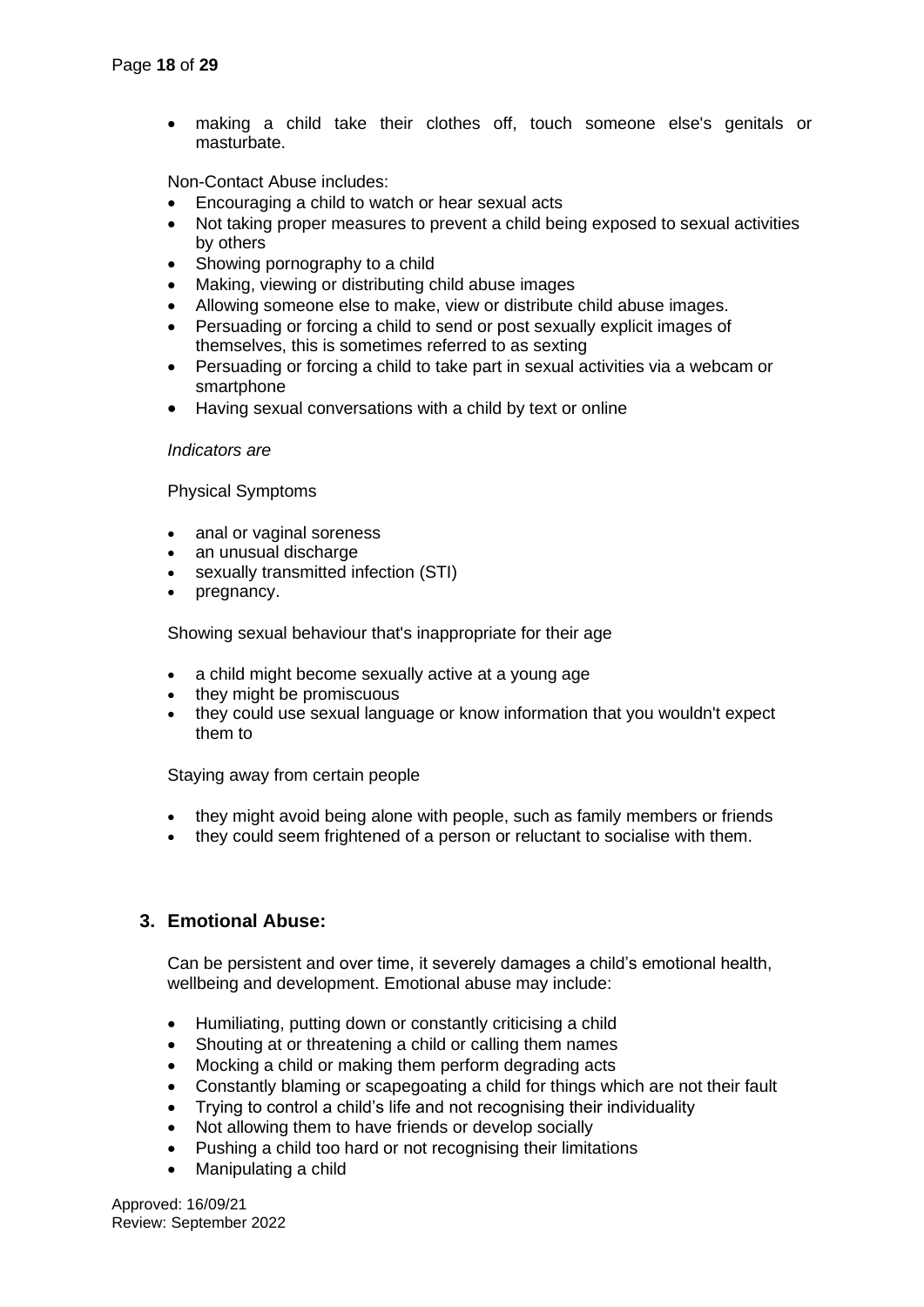- making a child take their clothes off, touch someone else's genitals or masturbate.

Non-Contact Abuse includes:

- Encouraging a child to watch or hear sexual acts
- Not taking proper measures to prevent a child being exposed to sexual activities by others
- Showing pornography to a child
- Making, viewing or distributing child abuse images
- Allowing someone else to make, view or distribute child abuse images.
- Persuading or forcing a child to send or post sexually explicit images of themselves, this is sometimes referred to as sexting
- Persuading or forcing a child to take part in sexual activities via a webcam or smartphone
- Having sexual conversations with a child by text or online

*Indicators are*

Physical Symptoms

- anal or vaginal soreness
- an unusual discharge
- sexually transmitted infection (STI)
- pregnancy.

Showing sexual behaviour that's inappropriate for their age

- a child might become sexually active at a young age
- they might be promiscuous
- they could use sexual language or know information that you wouldn't expect them to

Staying away from certain people

- they might avoid being alone with people, such as family members or friends
- they could seem frightened of a person or reluctant to socialise with them.

## 3. Emotional Abuse:

Can be persistent and over time, it severely damages a child's emotional health, wellbeing and development. Emotional abuse may include:

- Humiliating, putting down or constantly criticising a child
- Shouting at or threatening a child or calling them names
- Mocking a child or making them perform degrading acts
- Constantly blaming or scapegoating a child for things which are not their fault
- Trying to control a child's life and not recognising their individuality
- Not allowing them to have friends or develop socially
- Pushing a child too hard or not recognising their limitations
- Manipulating a child

Approved: 16/09/21
Review: September 2022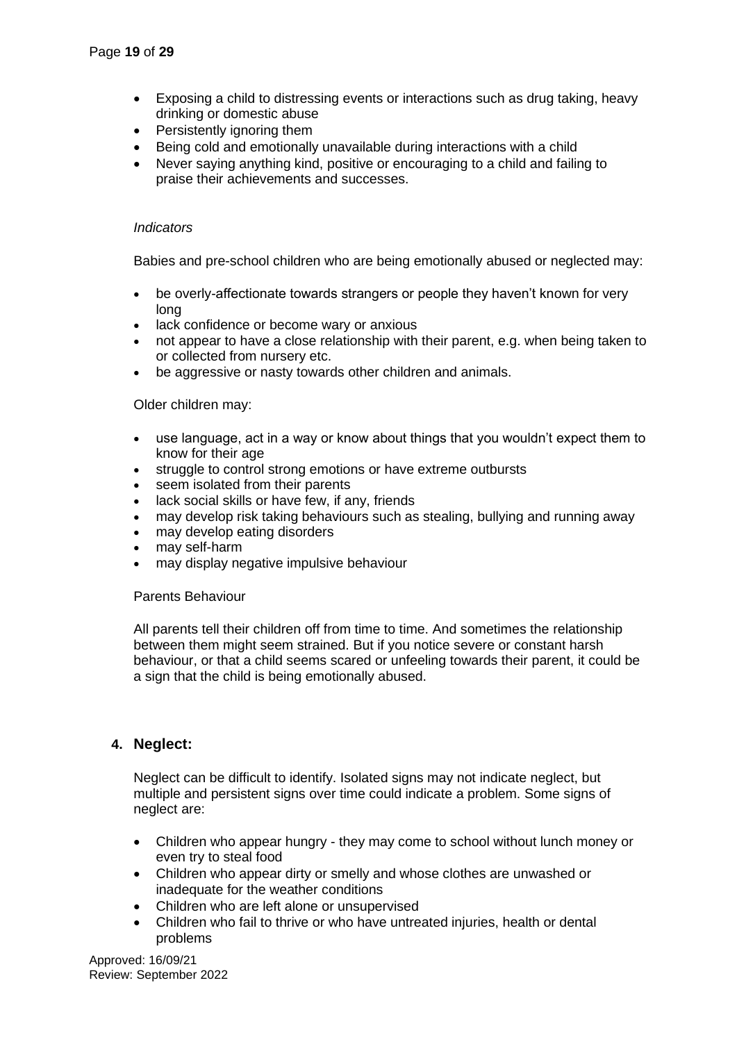- Exposing a child to distressing events or interactions such as drug taking, heavy drinking or domestic abuse
- Persistently ignoring them
- Being cold and emotionally unavailable during interactions with a child
- Never saying anything kind, positive or encouraging to a child and failing to praise their achievements and successes.

*Indicators*

Babies and pre-school children who are being emotionally abused or neglected may:

- be overly-affectionate towards strangers or people they haven't known for very long
- lack confidence or become wary or anxious
- not appear to have a close relationship with their parent, e.g. when being taken to or collected from nursery etc.
- be aggressive or nasty towards other children and animals.

Older children may:

- use language, act in a way or know about things that you wouldn't expect them to know for their age
- struggle to control strong emotions or have extreme outbursts
- seem isolated from their parents
- lack social skills or have few, if any, friends
- may develop risk taking behaviours such as stealing, bullying and running away
- may develop eating disorders
- may self-harm
- may display negative impulsive behaviour

Parents Behaviour

All parents tell their children off from time to time. And sometimes the relationship between them might seem strained. But if you notice severe or constant harsh behaviour, or that a child seems scared or unfeeling towards their parent, it could be a sign that the child is being emotionally abused.

## 4. Neglect:

Neglect can be difficult to identify. Isolated signs may not indicate neglect, but multiple and persistent signs over time could indicate a problem. Some signs of neglect are:

- Children who appear hungry - they may come to school without lunch money or even try to steal food
- Children who appear dirty or smelly and whose clothes are unwashed or inadequate for the weather conditions
- Children who are left alone or unsupervised
- Children who fail to thrive or who have untreated injuries, health or dental problems

Approved: 16/09/21
Review: September 2022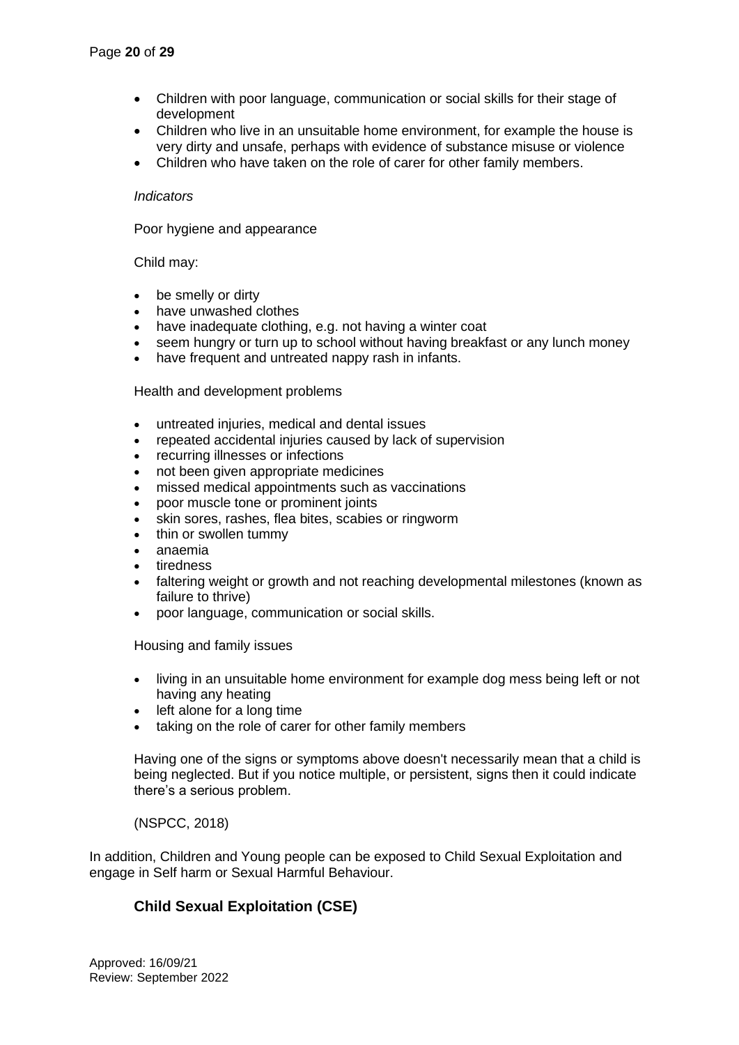- Children with poor language, communication or social skills for their stage of development
- Children who live in an unsuitable home environment, for example the house is very dirty and unsafe, perhaps with evidence of substance misuse or violence
- Children who have taken on the role of carer for other family members.

*Indicators*

Poor hygiene and appearance

Child may:

- be smelly or dirty
- have unwashed clothes
- have inadequate clothing, e.g. not having a winter coat
- seem hungry or turn up to school without having breakfast or any lunch money
- have frequent and untreated nappy rash in infants.

Health and development problems

- untreated injuries, medical and dental issues
- repeated accidental injuries caused by lack of supervision
- recurring illnesses or infections
- not been given appropriate medicines
- missed medical appointments such as vaccinations
- poor muscle tone or prominent joints
- skin sores, rashes, flea bites, scabies or ringworm
- thin or swollen tummy
- anaemia
- tiredness
- faltering weight or growth and not reaching developmental milestones (known as failure to thrive)
- poor language, communication or social skills.

Housing and family issues

- living in an unsuitable home environment for example dog mess being left or not having any heating
- left alone for a long time
- taking on the role of carer for other family members

Having one of the signs or symptoms above doesn't necessarily mean that a child is being neglected. But if you notice multiple, or persistent, signs then it could indicate there's a serious problem.

(NSPCC, 2018)

In addition, Children and Young people can be exposed to Child Sexual Exploitation and engage in Self harm or Sexual Harmful Behaviour.

## Child Sexual Exploitation (CSE)

Approved: 16/09/21
Review: September 2022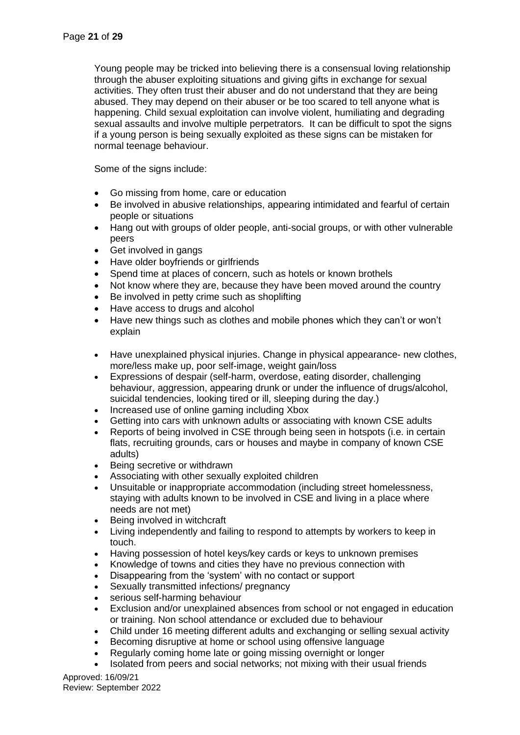Young people may be tricked into believing there is a consensual loving relationship through the abuser exploiting situations and giving gifts in exchange for sexual activities. They often trust their abuser and do not understand that they are being abused. They may depend on their abuser or be too scared to tell anyone what is happening. Child sexual exploitation can involve violent, humiliating and degrading sexual assaults and involve multiple perpetrators. It can be difficult to spot the signs if a young person is being sexually exploited as these signs can be mistaken for normal teenage behaviour.

Some of the signs include:

- Go missing from home, care or education
- Be involved in abusive relationships, appearing intimidated and fearful of certain people or situations
- Hang out with groups of older people, anti-social groups, or with other vulnerable peers
- Get involved in gangs
- Have older boyfriends or girlfriends
- Spend time at places of concern, such as hotels or known brothels
- Not know where they are, because they have been moved around the country
- Be involved in petty crime such as shoplifting
- Have access to drugs and alcohol
- Have new things such as clothes and mobile phones which they can't or won't explain
- Have unexplained physical injuries. Change in physical appearance- new clothes, more/less make up, poor self-image, weight gain/loss
- Expressions of despair (self-harm, overdose, eating disorder, challenging behaviour, aggression, appearing drunk or under the influence of drugs/alcohol, suicidal tendencies, looking tired or ill, sleeping during the day.)
- Increased use of online gaming including Xbox
- Getting into cars with unknown adults or associating with known CSE adults
- Reports of being involved in CSE through being seen in hotspots (i.e. in certain flats, recruiting grounds, cars or houses and maybe in company of known CSE adults)
- Being secretive or withdrawn
- Associating with other sexually exploited children
- Unsuitable or inappropriate accommodation (including street homelessness, staying with adults known to be involved in CSE and living in a place where needs are not met)
- Being involved in witchcraft
- Living independently and failing to respond to attempts by workers to keep in touch.
- Having possession of hotel keys/key cards or keys to unknown premises
- Knowledge of towns and cities they have no previous connection with
- Disappearing from the 'system' with no contact or support
- Sexually transmitted infections/ pregnancy
- serious self-harming behaviour
- Exclusion and/or unexplained absences from school or not engaged in education or training. Non school attendance or excluded due to behaviour
- Child under 16 meeting different adults and exchanging or selling sexual activity
- Becoming disruptive at home or school using offensive language
- Regularly coming home late or going missing overnight or longer
- Isolated from peers and social networks; not mixing with their usual friends

Approved: 16/09/21
Review: September 2022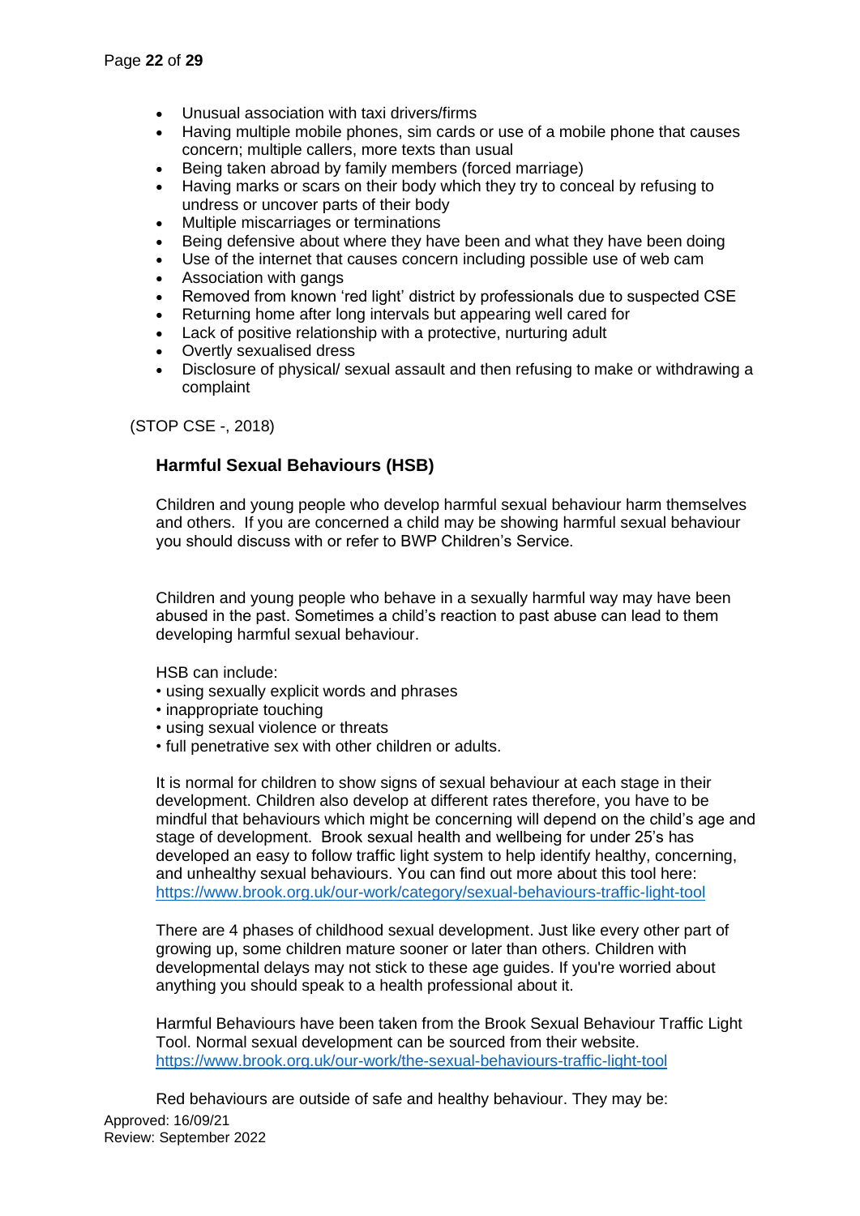- Unusual association with taxi drivers/firms
- Having multiple mobile phones, sim cards or use of a mobile phone that causes concern; multiple callers, more texts than usual
- Being taken abroad by family members (forced marriage)
- Having marks or scars on their body which they try to conceal by refusing to undress or uncover parts of their body
- Multiple miscarriages or terminations
- Being defensive about where they have been and what they have been doing
- Use of the internet that causes concern including possible use of web cam
- Association with gangs
- Removed from known 'red light' district by professionals due to suspected CSE
- Returning home after long intervals but appearing well cared for
- Lack of positive relationship with a protective, nurturing adult
- Overtly sexualised dress
- Disclosure of physical/ sexual assault and then refusing to make or withdrawing a complaint

(STOP CSE -, 2018)

## Harmful Sexual Behaviours (HSB)

Children and young people who develop harmful sexual behaviour harm themselves and others. If you are concerned a child may be showing harmful sexual behaviour you should discuss with or refer to BWP Children's Service.

Children and young people who behave in a sexually harmful way may have been abused in the past. Sometimes a child's reaction to past abuse can lead to them developing harmful sexual behaviour.

HSB can include:

- using sexually explicit words and phrases
- inappropriate touching
- using sexual violence or threats
- full penetrative sex with other children or adults.

It is normal for children to show signs of sexual behaviour at each stage in their development. Children also develop at different rates therefore, you have to be mindful that behaviours which might be concerning will depend on the child's age and stage of development. Brook sexual health and wellbeing for under 25's has developed an easy to follow traffic light system to help identify healthy, concerning, and unhealthy sexual behaviours. You can find out more about this tool here: https://www.brook.org.uk/our-work/category/sexual-behaviours-traffic-light-tool

There are 4 phases of childhood sexual development. Just like every other part of growing up, some children mature sooner or later than others. Children with developmental delays may not stick to these age guides. If you're worried about anything you should speak to a health professional about it.

Harmful Behaviours have been taken from the Brook Sexual Behaviour Traffic Light Tool. Normal sexual development can be sourced from their website. https://www.brook.org.uk/our-work/the-sexual-behaviours-traffic-light-tool

Red behaviours are outside of safe and healthy behaviour. They may be:

Approved: 16/09/21
Review: September 2022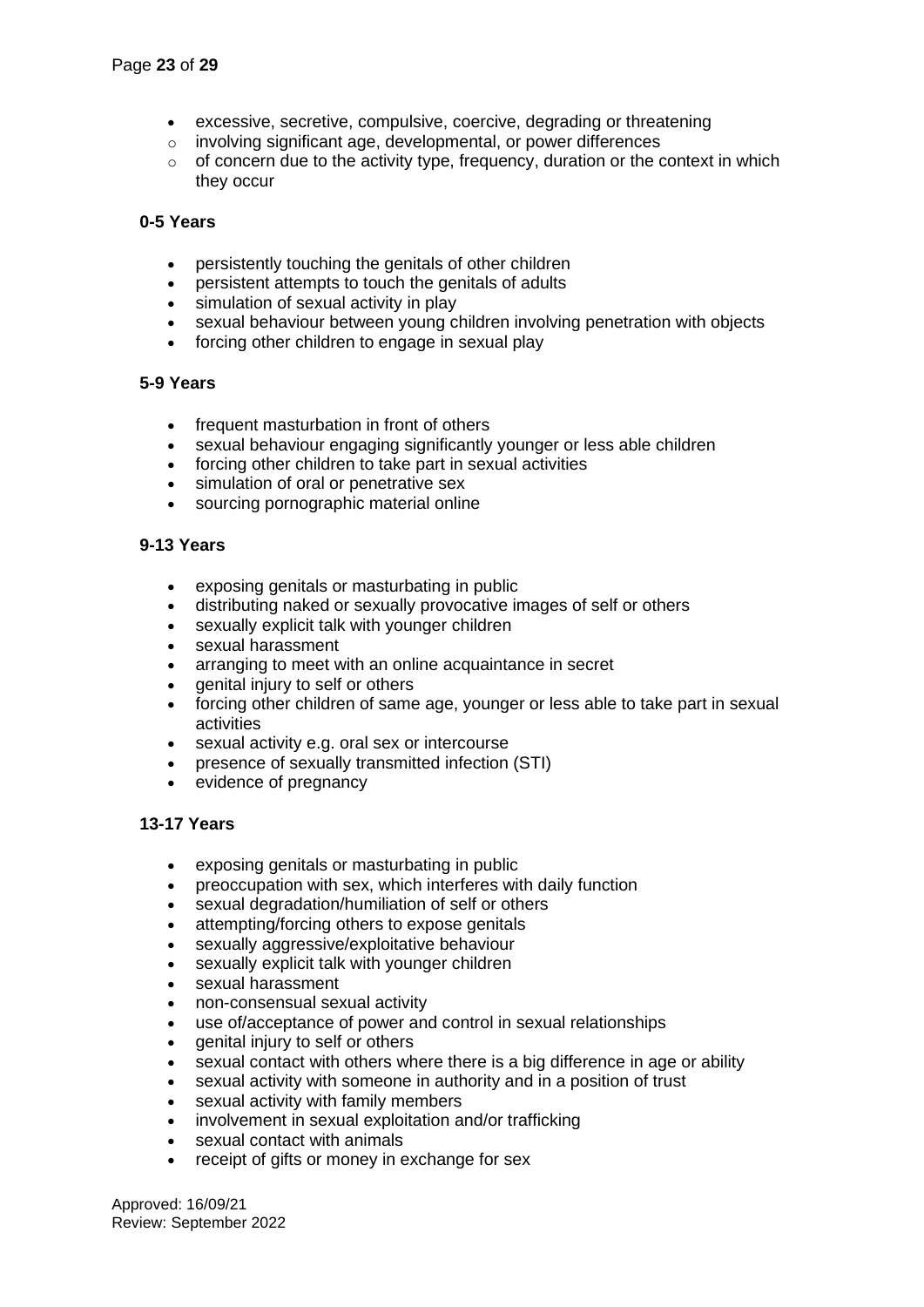- excessive, secretive, compulsive, coercive, degrading or threatening
  - involving significant age, developmental, or power differences
  - of concern due to the activity type, frequency, duration or the context in which they occur

**0-5 Years**

- persistently touching the genitals of other children
- persistent attempts to touch the genitals of adults
- simulation of sexual activity in play
- sexual behaviour between young children involving penetration with objects
- forcing other children to engage in sexual play

**5-9 Years**

- frequent masturbation in front of others
- sexual behaviour engaging significantly younger or less able children
- forcing other children to take part in sexual activities
- simulation of oral or penetrative sex
- sourcing pornographic material online

**9-13 Years**

- exposing genitals or masturbating in public
- distributing naked or sexually provocative images of self or others
- sexually explicit talk with younger children
- sexual harassment
- arranging to meet with an online acquaintance in secret
- genital injury to self or others
- forcing other children of same age, younger or less able to take part in sexual activities
- sexual activity e.g. oral sex or intercourse
- presence of sexually transmitted infection (STI)
- evidence of pregnancy

**13-17 Years**

- exposing genitals or masturbating in public
- preoccupation with sex, which interferes with daily function
- sexual degradation/humiliation of self or others
- attempting/forcing others to expose genitals
- sexually aggressive/exploitative behaviour
- sexually explicit talk with younger children
- sexual harassment
- non-consensual sexual activity
- use of/acceptance of power and control in sexual relationships
- genital injury to self or others
- sexual contact with others where there is a big difference in age or ability
- sexual activity with someone in authority and in a position of trust
- sexual activity with family members
- involvement in sexual exploitation and/or trafficking
- sexual contact with animals
- receipt of gifts or money in exchange for sex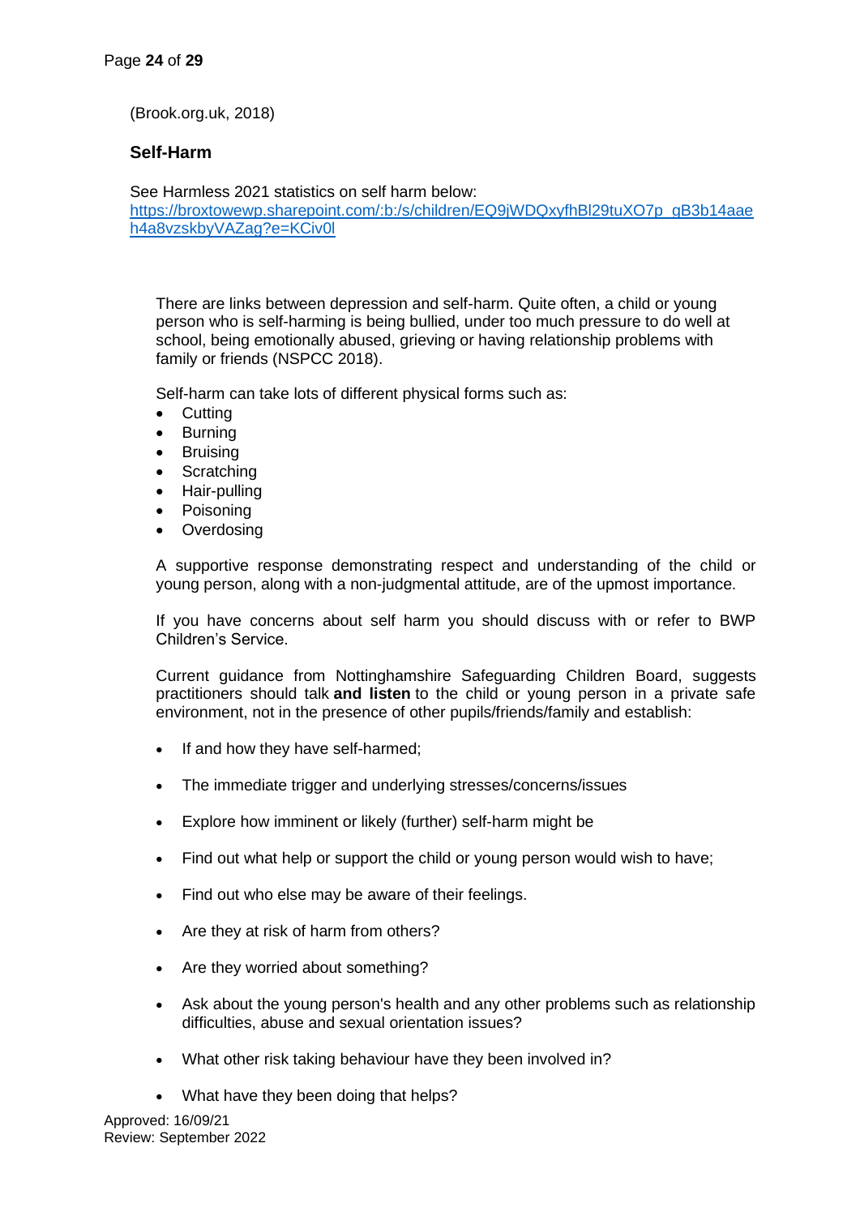(Brook.org.uk, 2018)

## Self-Harm

See Harmless 2021 statistics on self harm below:
https://broxtowewp.sharepoint.com/:b:/s/children/EQ9jWDQxyfhBl29tuXO7p_gB3b14aaeh4a8vzskbyVAZag?e=KCiv0l

There are links between depression and self-harm. Quite often, a child or young person who is self-harming is being bullied, under too much pressure to do well at school, being emotionally abused, grieving or having relationship problems with family or friends (NSPCC 2018).

Self-harm can take lots of different physical forms such as:

- Cutting
- Burning
- Bruising
- Scratching
- Hair-pulling
- Poisoning
- Overdosing

A supportive response demonstrating respect and understanding of the child or young person, along with a non-judgmental attitude, are of the upmost importance.

If you have concerns about self harm you should discuss with or refer to BWP Children's Service.

Current guidance from Nottinghamshire Safeguarding Children Board, suggests practitioners should talk **and listen** to the child or young person in a private safe environment, not in the presence of other pupils/friends/family and establish:

- If and how they have self-harmed;
- The immediate trigger and underlying stresses/concerns/issues
- Explore how imminent or likely (further) self-harm might be
- Find out what help or support the child or young person would wish to have;
- Find out who else may be aware of their feelings.
- Are they at risk of harm from others?
- Are they worried about something?
- Ask about the young person's health and any other problems such as relationship difficulties, abuse and sexual orientation issues?
- What other risk taking behaviour have they been involved in?
- What have they been doing that helps?

Approved: 16/09/21
Review: September 2022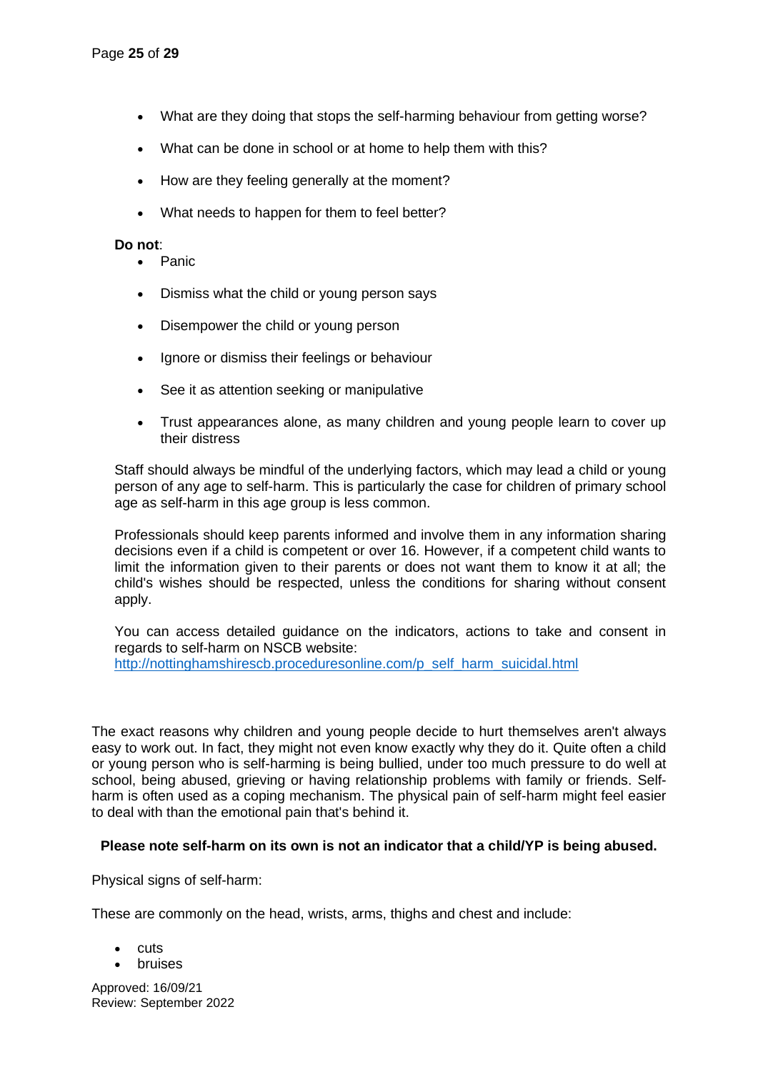- What are they doing that stops the self-harming behaviour from getting worse?
- What can be done in school or at home to help them with this?
- How are they feeling generally at the moment?
- What needs to happen for them to feel better?

**Do not**:

- Panic
- Dismiss what the child or young person says
- Disempower the child or young person
- Ignore or dismiss their feelings or behaviour
- See it as attention seeking or manipulative
- Trust appearances alone, as many children and young people learn to cover up their distress

Staff should always be mindful of the underlying factors, which may lead a child or young person of any age to self-harm. This is particularly the case for children of primary school age as self-harm in this age group is less common.

Professionals should keep parents informed and involve them in any information sharing decisions even if a child is competent or over 16. However, if a competent child wants to limit the information given to their parents or does not want them to know it at all; the child's wishes should be respected, unless the conditions for sharing without consent apply.

You can access detailed guidance on the indicators, actions to take and consent in regards to self-harm on NSCB website: [http://nottinghamshirescb.proceduresonline.com/p_self_harm_suicidal.html](http://nottinghamshirescb.proceduresonline.com/p_self_harm_suicidal.html)

The exact reasons why children and young people decide to hurt themselves aren't always easy to work out. In fact, they might not even know exactly why they do it. Quite often a child or young person who is self-harming is being bullied, under too much pressure to do well at school, being abused, grieving or having relationship problems with family or friends. Self-harm is often used as a coping mechanism. The physical pain of self-harm might feel easier to deal with than the emotional pain that's behind it.

**Please note self-harm on its own is not an indicator that a child/YP is being abused.**

Physical signs of self-harm:

These are commonly on the head, wrists, arms, thighs and chest and include:

- cuts
- bruises

Approved: 16/09/21
Review: September 2022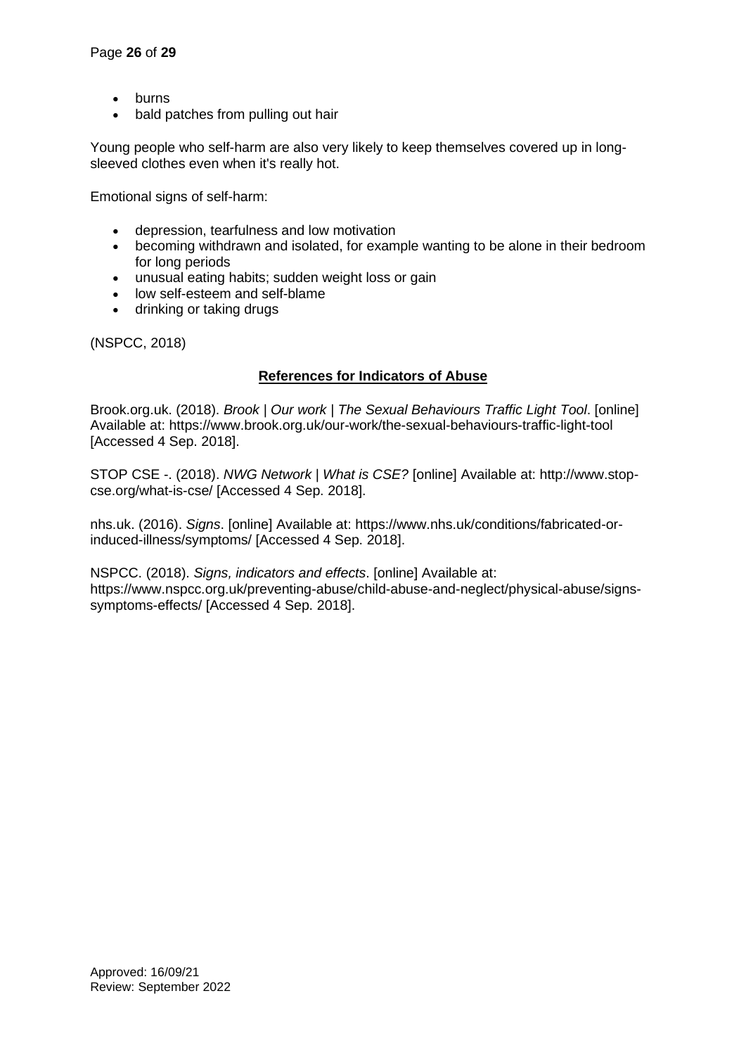- burns
- bald patches from pulling out hair

Young people who self-harm are also very likely to keep themselves covered up in long-sleeved clothes even when it's really hot.

Emotional signs of self-harm:

- depression, tearfulness and low motivation
- becoming withdrawn and isolated, for example wanting to be alone in their bedroom for long periods
- unusual eating habits; sudden weight loss or gain
- low self-esteem and self-blame
- drinking or taking drugs

(NSPCC, 2018)

## References for Indicators of Abuse

Brook.org.uk. (2018). *Brook | Our work | The Sexual Behaviours Traffic Light Tool*. [online] Available at: https://www.brook.org.uk/our-work/the-sexual-behaviours-traffic-light-tool [Accessed 4 Sep. 2018].

STOP CSE -. (2018). *NWG Network | What is CSE?* [online] Available at: http://www.stop-cse.org/what-is-cse/ [Accessed 4 Sep. 2018].

nhs.uk. (2016). *Signs*. [online] Available at: https://www.nhs.uk/conditions/fabricated-or-induced-illness/symptoms/ [Accessed 4 Sep. 2018].

NSPCC. (2018). *Signs, indicators and effects*. [online] Available at: https://www.nspcc.org.uk/preventing-abuse/child-abuse-and-neglect/physical-abuse/signs-symptoms-effects/ [Accessed 4 Sep. 2018].

Approved: 16/09/21
Review: September 2022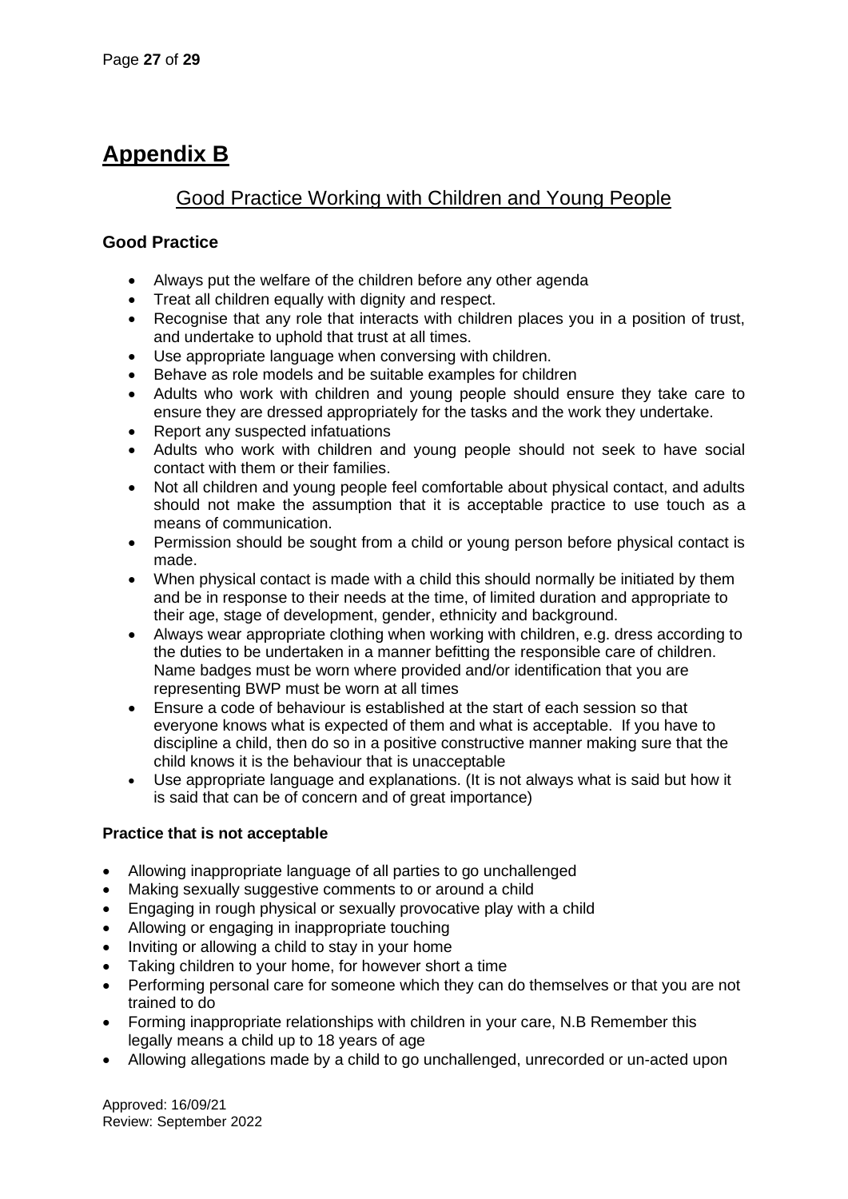# Appendix B

## Good Practice Working with Children and Young People

### Good Practice

- Always put the welfare of the children before any other agenda
- Treat all children equally with dignity and respect.
- Recognise that any role that interacts with children places you in a position of trust, and undertake to uphold that trust at all times.
- Use appropriate language when conversing with children.
- Behave as role models and be suitable examples for children
- Adults who work with children and young people should ensure they take care to ensure they are dressed appropriately for the tasks and the work they undertake.
- Report any suspected infatuations
- Adults who work with children and young people should not seek to have social contact with them or their families.
- Not all children and young people feel comfortable about physical contact, and adults should not make the assumption that it is acceptable practice to use touch as a means of communication.
- Permission should be sought from a child or young person before physical contact is made.
- When physical contact is made with a child this should normally be initiated by them and be in response to their needs at the time, of limited duration and appropriate to their age, stage of development, gender, ethnicity and background.
- Always wear appropriate clothing when working with children, e.g. dress according to the duties to be undertaken in a manner befitting the responsible care of children. Name badges must be worn where provided and/or identification that you are representing BWP must be worn at all times
- Ensure a code of behaviour is established at the start of each session so that everyone knows what is expected of them and what is acceptable. If you have to discipline a child, then do so in a positive constructive manner making sure that the child knows it is the behaviour that is unacceptable
- Use appropriate language and explanations. (It is not always what is said but how it is said that can be of concern and of great importance)

**Practice that is not acceptable**

- Allowing inappropriate language of all parties to go unchallenged
- Making sexually suggestive comments to or around a child
- Engaging in rough physical or sexually provocative play with a child
- Allowing or engaging in inappropriate touching
- Inviting or allowing a child to stay in your home
- Taking children to your home, for however short a time
- Performing personal care for someone which they can do themselves or that you are not trained to do
- Forming inappropriate relationships with children in your care, N.B Remember this legally means a child up to 18 years of age
- Allowing allegations made by a child to go unchallenged, unrecorded or un-acted upon

Approved: 16/09/21
Review: September 2022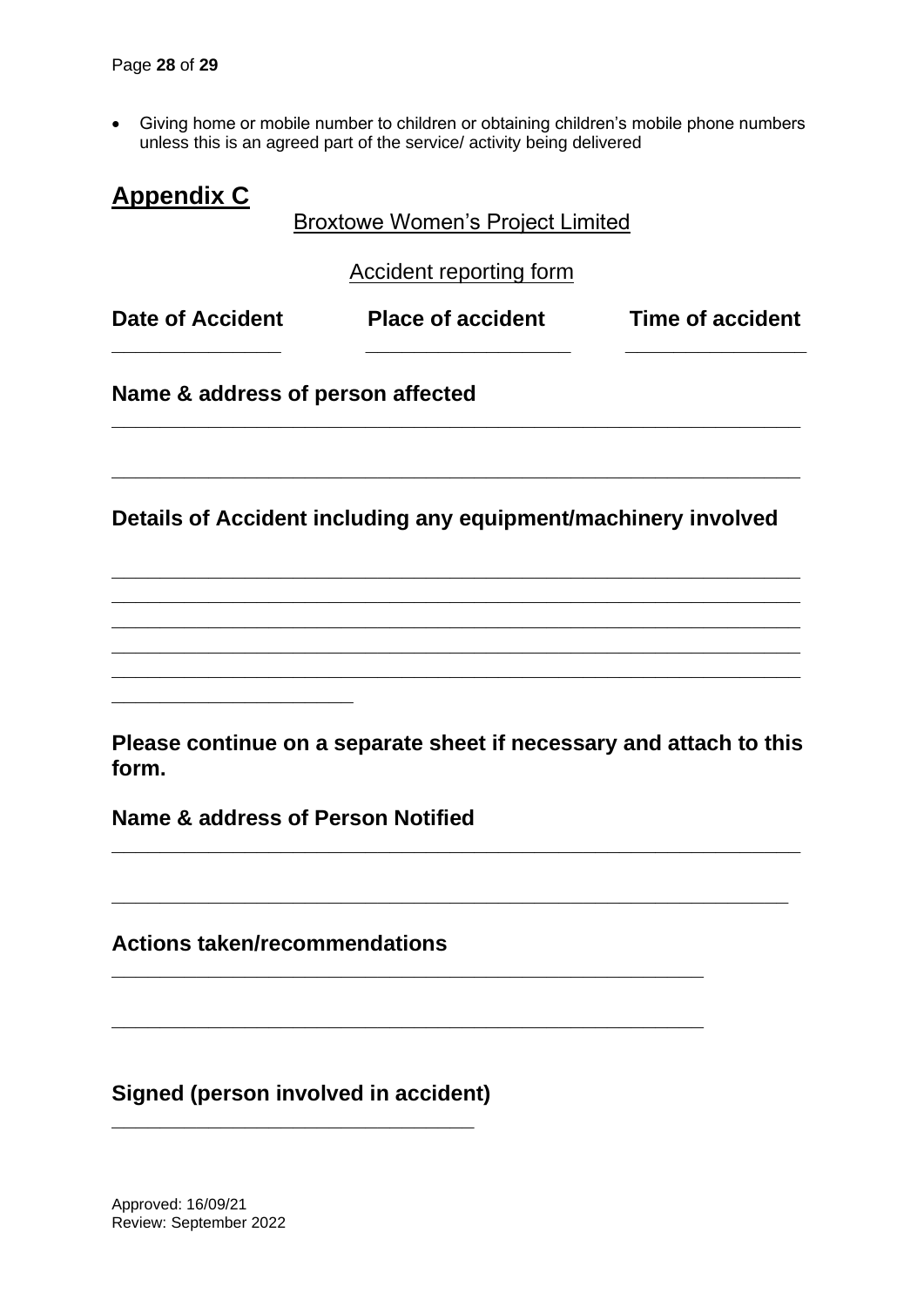- Giving home or mobile number to children or obtaining children's mobile phone numbers unless this is an agreed part of the service/ activity being delivered

## Appendix C

Broxtowe Women's Project Limited

Accident reporting form

| **Date of Accident** | **Place of accident** | **Time of accident** |
|---|---|---|
| ______________ | __________________ | _______________ |

**Name & address of person affected**

______________________________________________________________

______________________________________________________________

**Details of Accident including any equipment/machinery involved**

______________________________________________________________
______________________________________________________________
______________________________________________________________
______________________________________________________________
______________________________________________________________
____________________

**Please continue on a separate sheet if necessary and attach to this form.**

**Name & address of Person Notified**

______________________________________________________________

______________________________________________________________

**Actions taken/recommendations**

______________________________________________________

______________________________________________________

**Signed (person involved in accident)**

_________________________________

Approved: 16/09/21
Review: September 2022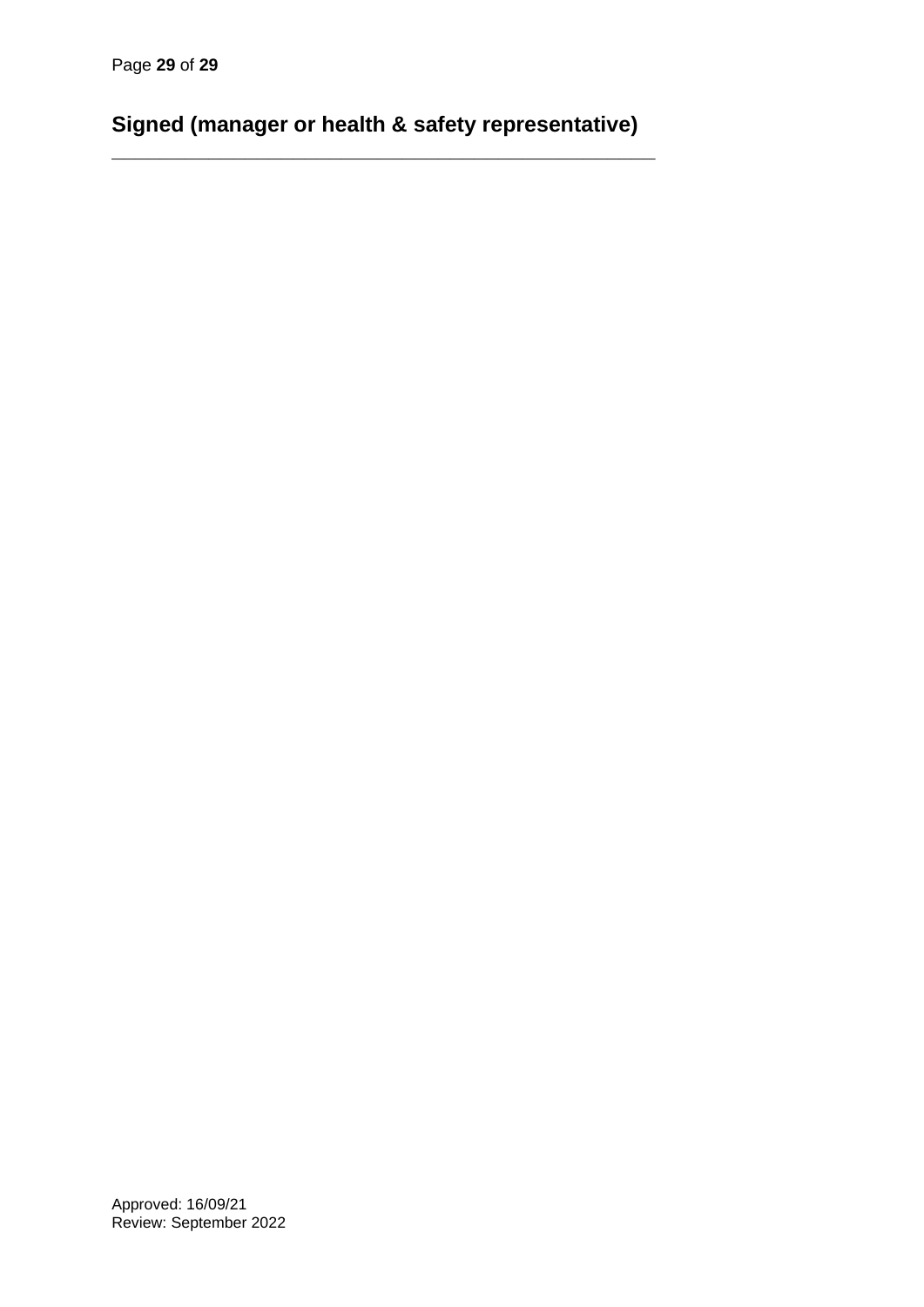**Signed (manager or health & safety representative)**

_______________________________________________

Approved: 16/09/21
Review: September 2022